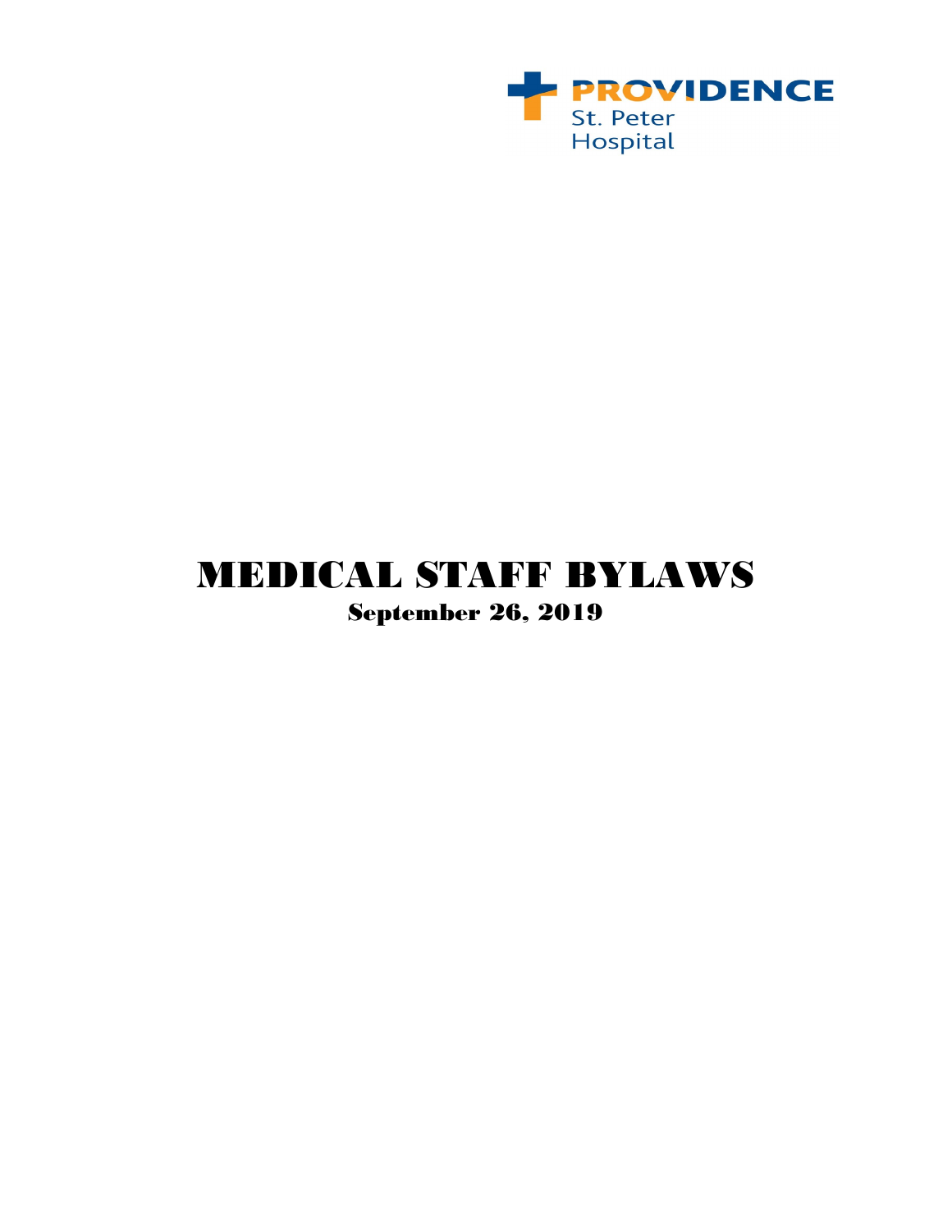PROVIDENCE
St. Peter
Hospital

# MEDICAL STAFF BYLAWS

## September 26, 2019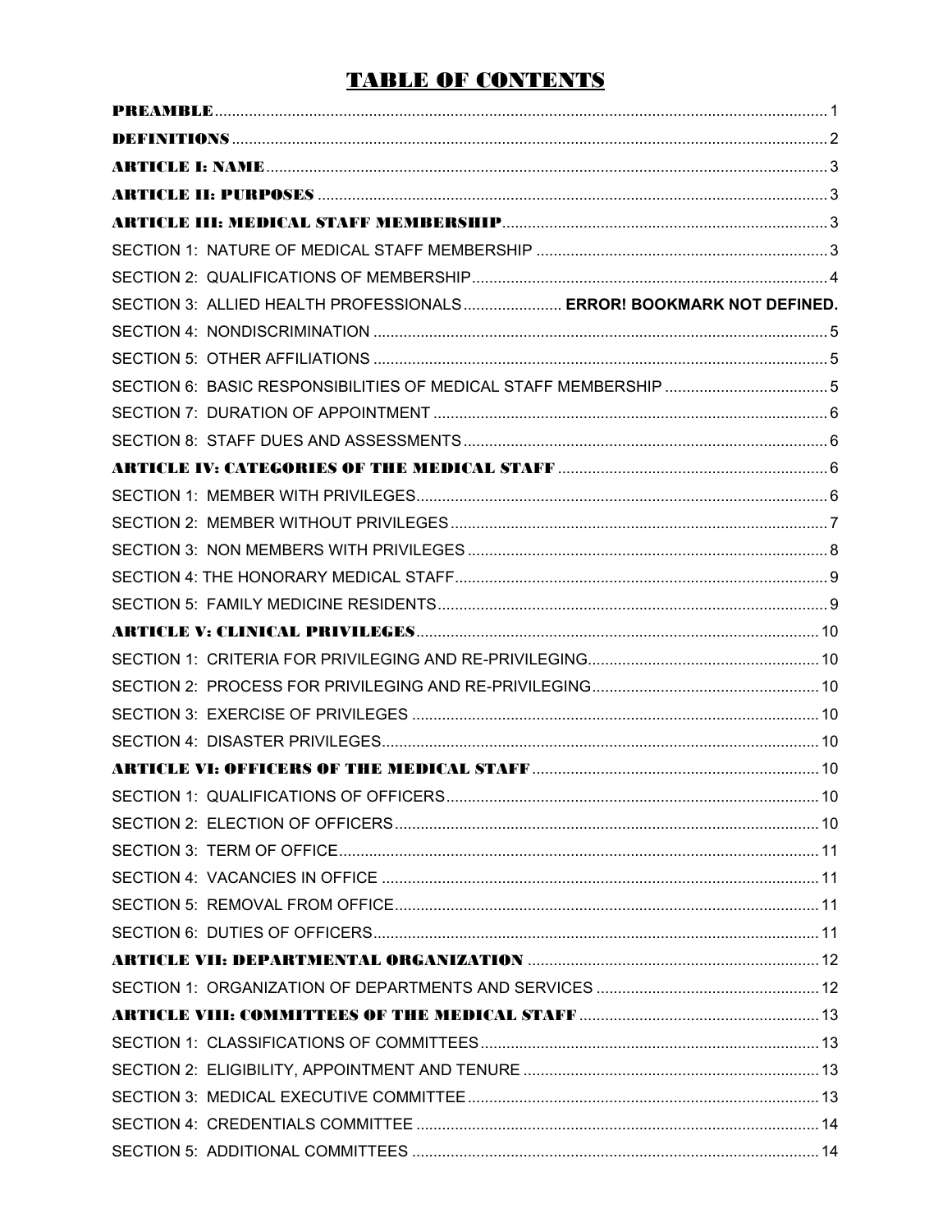# TABLE OF CONTENTS

**PREAMBLE** ..... 1

**DEFINITIONS** ..... 2

**ARTICLE I: NAME** ..... 3

**ARTICLE II: PURPOSES** ..... 3

**ARTICLE III: MEDICAL STAFF MEMBERSHIP** ..... 3

SECTION 1: NATURE OF MEDICAL STAFF MEMBERSHIP ..... 3

SECTION 2: QUALIFICATIONS OF MEMBERSHIP ..... 4

SECTION 3: ALLIED HEALTH PROFESSIONALS ..... **ERROR! BOOKMARK NOT DEFINED.**

SECTION 4: NONDISCRIMINATION ..... 5

SECTION 5: OTHER AFFILIATIONS ..... 5

SECTION 6: BASIC RESPONSIBILITIES OF MEDICAL STAFF MEMBERSHIP ..... 5

SECTION 7: DURATION OF APPOINTMENT ..... 6

SECTION 8: STAFF DUES AND ASSESSMENTS ..... 6

**ARTICLE IV: CATEGORIES OF THE MEDICAL STAFF** ..... 6

SECTION 1: MEMBER WITH PRIVILEGES ..... 6

SECTION 2: MEMBER WITHOUT PRIVILEGES ..... 7

SECTION 3: NON MEMBERS WITH PRIVILEGES ..... 8

SECTION 4: THE HONORARY MEDICAL STAFF ..... 9

SECTION 5: FAMILY MEDICINE RESIDENTS ..... 9

**ARTICLE V: CLINICAL PRIVILEGES** ..... 10

SECTION 1: CRITERIA FOR PRIVILEGING AND RE-PRIVILEGING ..... 10

SECTION 2: PROCESS FOR PRIVILEGING AND RE-PRIVILEGING ..... 10

SECTION 3: EXERCISE OF PRIVILEGES ..... 10

SECTION 4: DISASTER PRIVILEGES ..... 10

**ARTICLE VI: OFFICERS OF THE MEDICAL STAFF** ..... 10

SECTION 1: QUALIFICATIONS OF OFFICERS ..... 10

SECTION 2: ELECTION OF OFFICERS ..... 10

SECTION 3: TERM OF OFFICE ..... 11

SECTION 4: VACANCIES IN OFFICE ..... 11

SECTION 5: REMOVAL FROM OFFICE ..... 11

SECTION 6: DUTIES OF OFFICERS ..... 11

**ARTICLE VII: DEPARTMENTAL ORGANIZATION** ..... 12

SECTION 1: ORGANIZATION OF DEPARTMENTS AND SERVICES ..... 12

**ARTICLE VIII: COMMITTEES OF THE MEDICAL STAFF** ..... 13

SECTION 1: CLASSIFICATIONS OF COMMITTEES ..... 13

SECTION 2: ELIGIBILITY, APPOINTMENT AND TENURE ..... 13

SECTION 3: MEDICAL EXECUTIVE COMMITTEE ..... 13

SECTION 4: CREDENTIALS COMMITTEE ..... 14

SECTION 5: ADDITIONAL COMMITTEES ..... 14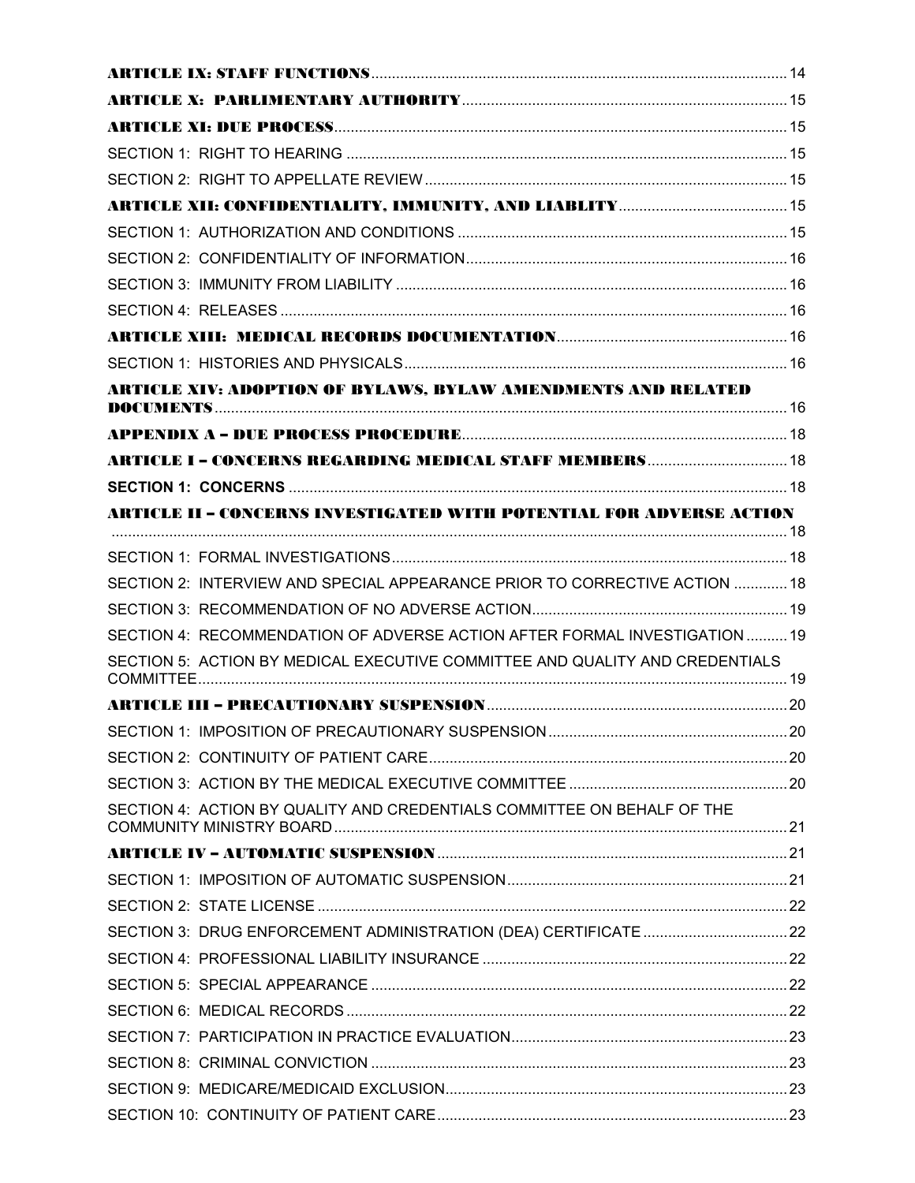ARTICLE IX: STAFF FUNCTIONS .......... 14

ARTICLE X: PARLIMENTARY AUTHORITY .......... 15

ARTICLE XI: DUE PROCESS .......... 15

SECTION 1: RIGHT TO HEARING .......... 15

SECTION 2: RIGHT TO APPELLATE REVIEW .......... 15

ARTICLE XII: CONFIDENTIALITY, IMMUNITY, AND LIABLITY .......... 15

SECTION 1: AUTHORIZATION AND CONDITIONS .......... 15

SECTION 2: CONFIDENTIALITY OF INFORMATION .......... 16

SECTION 3: IMMUNITY FROM LIABILITY .......... 16

SECTION 4: RELEASES .......... 16

ARTICLE XIII: MEDICAL RECORDS DOCUMENTATION .......... 16

SECTION 1: HISTORIES AND PHYSICALS .......... 16

ARTICLE XIV: ADOPTION OF BYLAWS, BYLAW AMENDMENTS AND RELATED DOCUMENTS .......... 16

APPENDIX A – DUE PROCESS PROCEDURE .......... 18

ARTICLE I – CONCERNS REGARDING MEDICAL STAFF MEMBERS .......... 18

**SECTION 1: CONCERNS** .......... 18

ARTICLE II – CONCERNS INVESTIGATED WITH POTENTIAL FOR ADVERSE ACTION .......... 18

SECTION 1: FORMAL INVESTIGATIONS .......... 18

SECTION 2: INTERVIEW AND SPECIAL APPEARANCE PRIOR TO CORRECTIVE ACTION .......... 18

SECTION 3: RECOMMENDATION OF NO ADVERSE ACTION .......... 19

SECTION 4: RECOMMENDATION OF ADVERSE ACTION AFTER FORMAL INVESTIGATION .......... 19

SECTION 5: ACTION BY MEDICAL EXECUTIVE COMMITTEE AND QUALITY AND CREDENTIALS COMMITTEE .......... 19

ARTICLE III – PRECAUTIONARY SUSPENSION .......... 20

SECTION 1: IMPOSITION OF PRECAUTIONARY SUSPENSION .......... 20

SECTION 2: CONTINUITY OF PATIENT CARE .......... 20

SECTION 3: ACTION BY THE MEDICAL EXECUTIVE COMMITTEE .......... 20

SECTION 4: ACTION BY QUALITY AND CREDENTIALS COMMITTEE ON BEHALF OF THE COMMUNITY MINISTRY BOARD .......... 21

ARTICLE IV – AUTOMATIC SUSPENSION .......... 21

SECTION 1: IMPOSITION OF AUTOMATIC SUSPENSION .......... 21

SECTION 2: STATE LICENSE .......... 22

SECTION 3: DRUG ENFORCEMENT ADMINISTRATION (DEA) CERTIFICATE .......... 22

SECTION 4: PROFESSIONAL LIABILITY INSURANCE .......... 22

SECTION 5: SPECIAL APPEARANCE .......... 22

SECTION 6: MEDICAL RECORDS .......... 22

SECTION 7: PARTICIPATION IN PRACTICE EVALUATION .......... 23

SECTION 8: CRIMINAL CONVICTION .......... 23

SECTION 9: MEDICARE/MEDICAID EXCLUSION .......... 23

SECTION 10: CONTINUITY OF PATIENT CARE .......... 23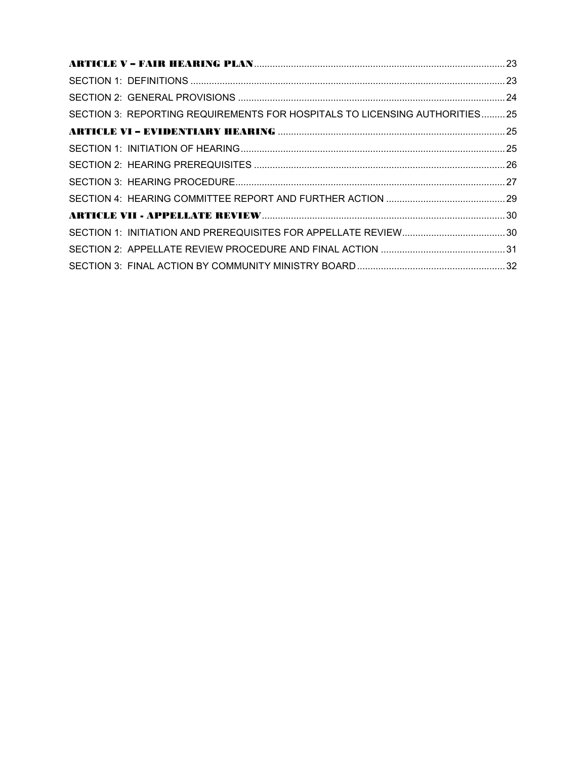**ARTICLE V – FAIR HEARING PLAN** .......... 23

SECTION 1: DEFINITIONS .......... 23

SECTION 2: GENERAL PROVISIONS .......... 24

SECTION 3: REPORTING REQUIREMENTS FOR HOSPITALS TO LICENSING AUTHORITIES .......... 25

**ARTICLE VI – EVIDENTIARY HEARING** .......... 25

SECTION 1: INITIATION OF HEARING .......... 25

SECTION 2: HEARING PREREQUISITES .......... 26

SECTION 3: HEARING PROCEDURE .......... 27

SECTION 4: HEARING COMMITTEE REPORT AND FURTHER ACTION .......... 29

**ARTICLE VII - APPELLATE REVIEW** .......... 30

SECTION 1: INITIATION AND PREREQUISITES FOR APPELLATE REVIEW .......... 30

SECTION 2: APPELLATE REVIEW PROCEDURE AND FINAL ACTION .......... 31

SECTION 3: FINAL ACTION BY COMMUNITY MINISTRY BOARD .......... 32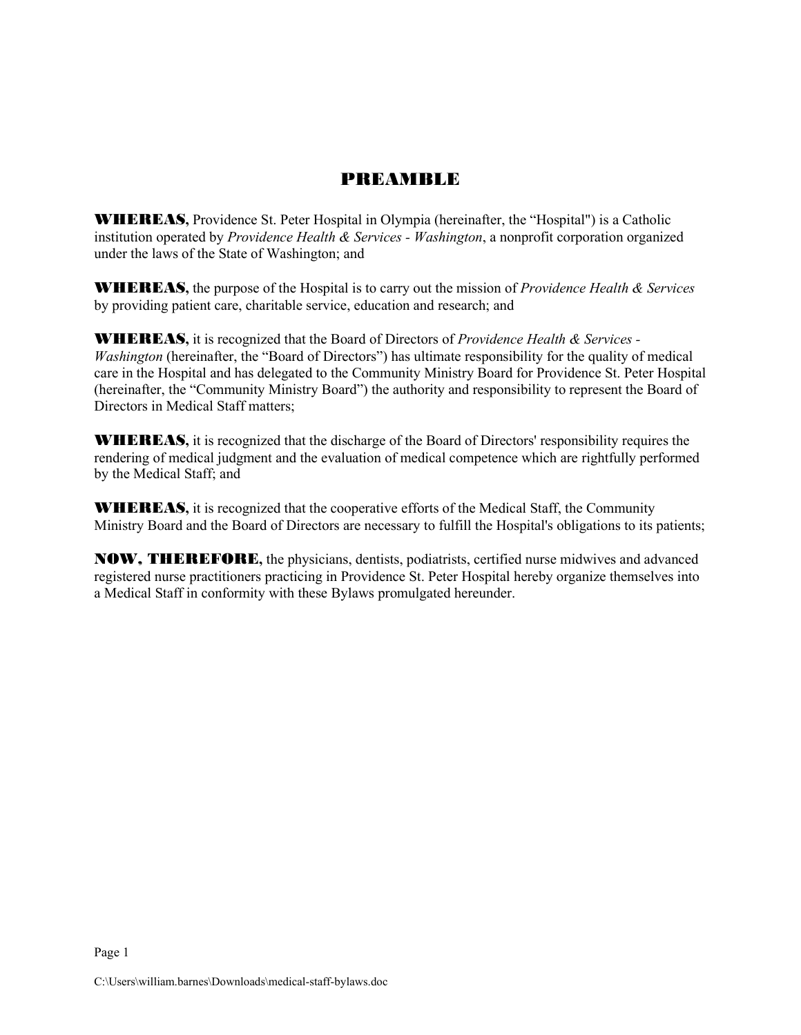# PREAMBLE

**WHEREAS,** Providence St. Peter Hospital in Olympia (hereinafter, the "Hospital") is a Catholic institution operated by *Providence Health & Services - Washington*, a nonprofit corporation organized under the laws of the State of Washington; and

**WHEREAS,** the purpose of the Hospital is to carry out the mission of *Providence Health & Services* by providing patient care, charitable service, education and research; and

**WHEREAS,** it is recognized that the Board of Directors of *Providence Health & Services - Washington* (hereinafter, the "Board of Directors") has ultimate responsibility for the quality of medical care in the Hospital and has delegated to the Community Ministry Board for Providence St. Peter Hospital (hereinafter, the "Community Ministry Board") the authority and responsibility to represent the Board of Directors in Medical Staff matters;

**WHEREAS,** it is recognized that the discharge of the Board of Directors' responsibility requires the rendering of medical judgment and the evaluation of medical competence which are rightfully performed by the Medical Staff; and

**WHEREAS,** it is recognized that the cooperative efforts of the Medical Staff, the Community Ministry Board and the Board of Directors are necessary to fulfill the Hospital's obligations to its patients;

**NOW, THEREFORE,** the physicians, dentists, podiatrists, certified nurse midwives and advanced registered nurse practitioners practicing in Providence St. Peter Hospital hereby organize themselves into a Medical Staff in conformity with these Bylaws promulgated hereunder.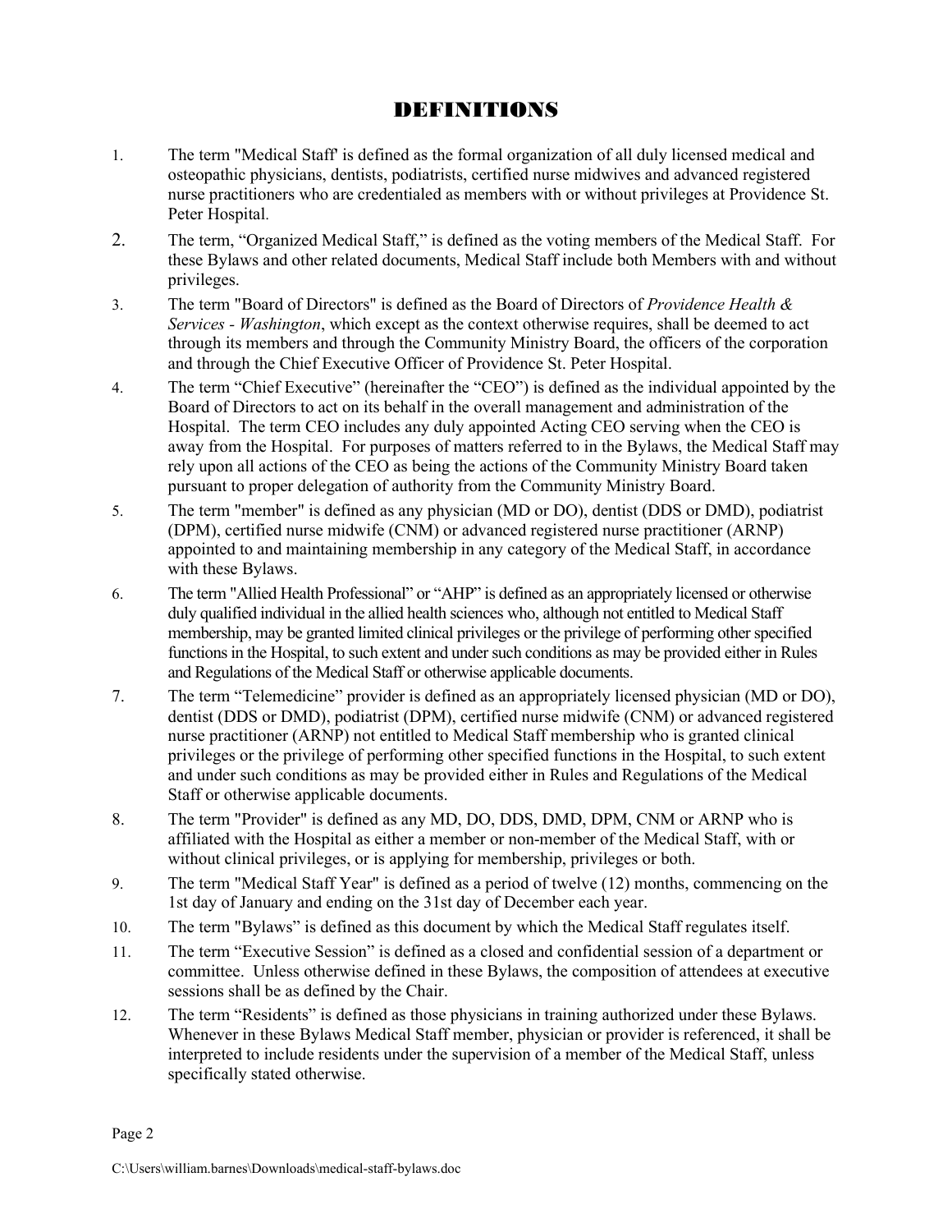# DEFINITIONS

1. The term "Medical Staff' is defined as the formal organization of all duly licensed medical and osteopathic physicians, dentists, podiatrists, certified nurse midwives and advanced registered nurse practitioners who are credentialed as members with or without privileges at Providence St. Peter Hospital.
2. The term, "Organized Medical Staff," is defined as the voting members of the Medical Staff. For these Bylaws and other related documents, Medical Staff include both Members with and without privileges.
3. The term "Board of Directors" is defined as the Board of Directors of *Providence Health & Services - Washington*, which except as the context otherwise requires, shall be deemed to act through its members and through the Community Ministry Board, the officers of the corporation and through the Chief Executive Officer of Providence St. Peter Hospital.
4. The term "Chief Executive" (hereinafter the "CEO") is defined as the individual appointed by the Board of Directors to act on its behalf in the overall management and administration of the Hospital. The term CEO includes any duly appointed Acting CEO serving when the CEO is away from the Hospital. For purposes of matters referred to in the Bylaws, the Medical Staff may rely upon all actions of the CEO as being the actions of the Community Ministry Board taken pursuant to proper delegation of authority from the Community Ministry Board.
5. The term "member" is defined as any physician (MD or DO), dentist (DDS or DMD), podiatrist (DPM), certified nurse midwife (CNM) or advanced registered nurse practitioner (ARNP) appointed to and maintaining membership in any category of the Medical Staff, in accordance with these Bylaws.
6. The term "Allied Health Professional" or "AHP" is defined as an appropriately licensed or otherwise duly qualified individual in the allied health sciences who, although not entitled to Medical Staff membership, may be granted limited clinical privileges or the privilege of performing other specified functions in the Hospital, to such extent and under such conditions as may be provided either in Rules and Regulations of the Medical Staff or otherwise applicable documents.
7. The term "Telemedicine" provider is defined as an appropriately licensed physician (MD or DO), dentist (DDS or DMD), podiatrist (DPM), certified nurse midwife (CNM) or advanced registered nurse practitioner (ARNP) not entitled to Medical Staff membership who is granted clinical privileges or the privilege of performing other specified functions in the Hospital, to such extent and under such conditions as may be provided either in Rules and Regulations of the Medical Staff or otherwise applicable documents.
8. The term "Provider" is defined as any MD, DO, DDS, DMD, DPM, CNM or ARNP who is affiliated with the Hospital as either a member or non-member of the Medical Staff, with or without clinical privileges, or is applying for membership, privileges or both.
9. The term "Medical Staff Year" is defined as a period of twelve (12) months, commencing on the 1st day of January and ending on the 31st day of December each year.
10. The term "Bylaws" is defined as this document by which the Medical Staff regulates itself.
11. The term "Executive Session" is defined as a closed and confidential session of a department or committee. Unless otherwise defined in these Bylaws, the composition of attendees at executive sessions shall be as defined by the Chair.
12. The term "Residents" is defined as those physicians in training authorized under these Bylaws. Whenever in these Bylaws Medical Staff member, physician or provider is referenced, it shall be interpreted to include residents under the supervision of a member of the Medical Staff, unless specifically stated otherwise.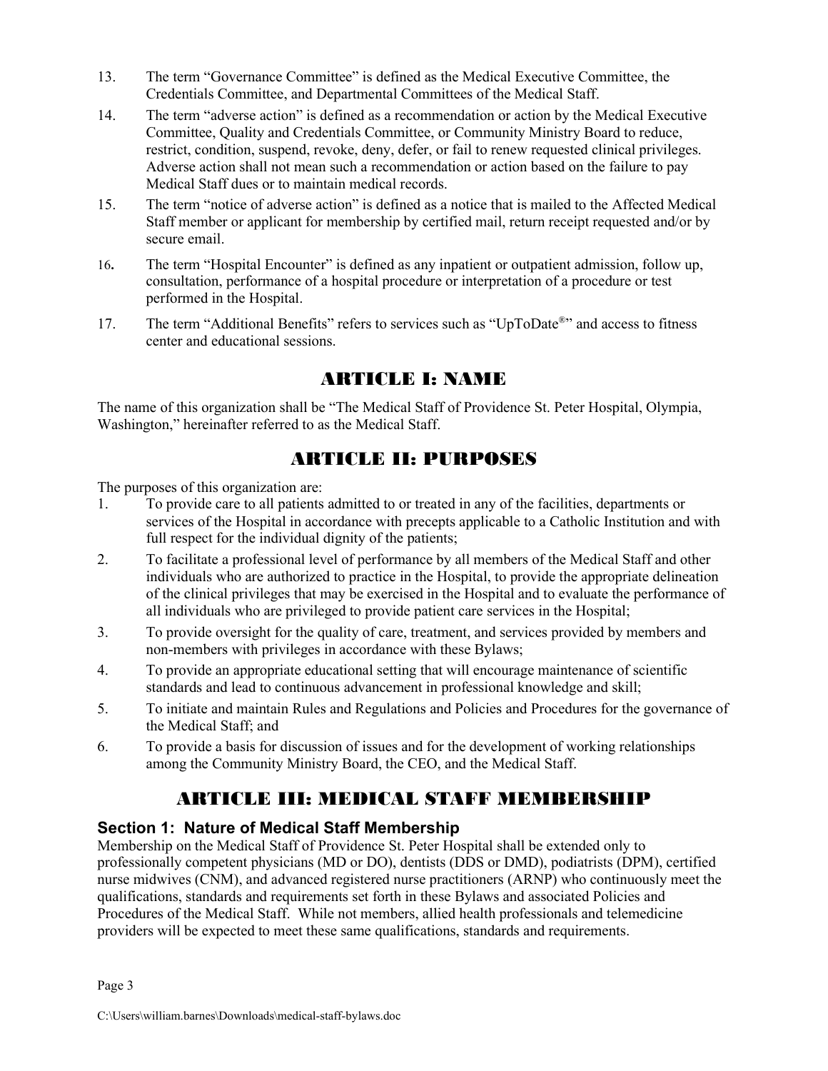13. The term "Governance Committee" is defined as the Medical Executive Committee, the Credentials Committee, and Departmental Committees of the Medical Staff.
14. The term "adverse action" is defined as a recommendation or action by the Medical Executive Committee, Quality and Credentials Committee, or Community Ministry Board to reduce, restrict, condition, suspend, revoke, deny, defer, or fail to renew requested clinical privileges. Adverse action shall not mean such a recommendation or action based on the failure to pay Medical Staff dues or to maintain medical records.
15. The term "notice of adverse action" is defined as a notice that is mailed to the Affected Medical Staff member or applicant for membership by certified mail, return receipt requested and/or by secure email.
16. The term "Hospital Encounter" is defined as any inpatient or outpatient admission, follow up, consultation, performance of a hospital procedure or interpretation of a procedure or test performed in the Hospital.
17. The term "Additional Benefits" refers to services such as "UpToDate®" and access to fitness center and educational sessions.

# ARTICLE I: NAME

The name of this organization shall be "The Medical Staff of Providence St. Peter Hospital, Olympia, Washington," hereinafter referred to as the Medical Staff.

# ARTICLE II: PURPOSES

The purposes of this organization are:

1. To provide care to all patients admitted to or treated in any of the facilities, departments or services of the Hospital in accordance with precepts applicable to a Catholic Institution and with full respect for the individual dignity of the patients;
2. To facilitate a professional level of performance by all members of the Medical Staff and other individuals who are authorized to practice in the Hospital, to provide the appropriate delineation of the clinical privileges that may be exercised in the Hospital and to evaluate the performance of all individuals who are privileged to provide patient care services in the Hospital;
3. To provide oversight for the quality of care, treatment, and services provided by members and non-members with privileges in accordance with these Bylaws;
4. To provide an appropriate educational setting that will encourage maintenance of scientific standards and lead to continuous advancement in professional knowledge and skill;
5. To initiate and maintain Rules and Regulations and Policies and Procedures for the governance of the Medical Staff; and
6. To provide a basis for discussion of issues and for the development of working relationships among the Community Ministry Board, the CEO, and the Medical Staff.

# ARTICLE III: MEDICAL STAFF MEMBERSHIP

## Section 1: Nature of Medical Staff Membership

Membership on the Medical Staff of Providence St. Peter Hospital shall be extended only to professionally competent physicians (MD or DO), dentists (DDS or DMD), podiatrists (DPM), certified nurse midwives (CNM), and advanced registered nurse practitioners (ARNP) who continuously meet the qualifications, standards and requirements set forth in these Bylaws and associated Policies and Procedures of the Medical Staff. While not members, allied health professionals and telemedicine providers will be expected to meet these same qualifications, standards and requirements.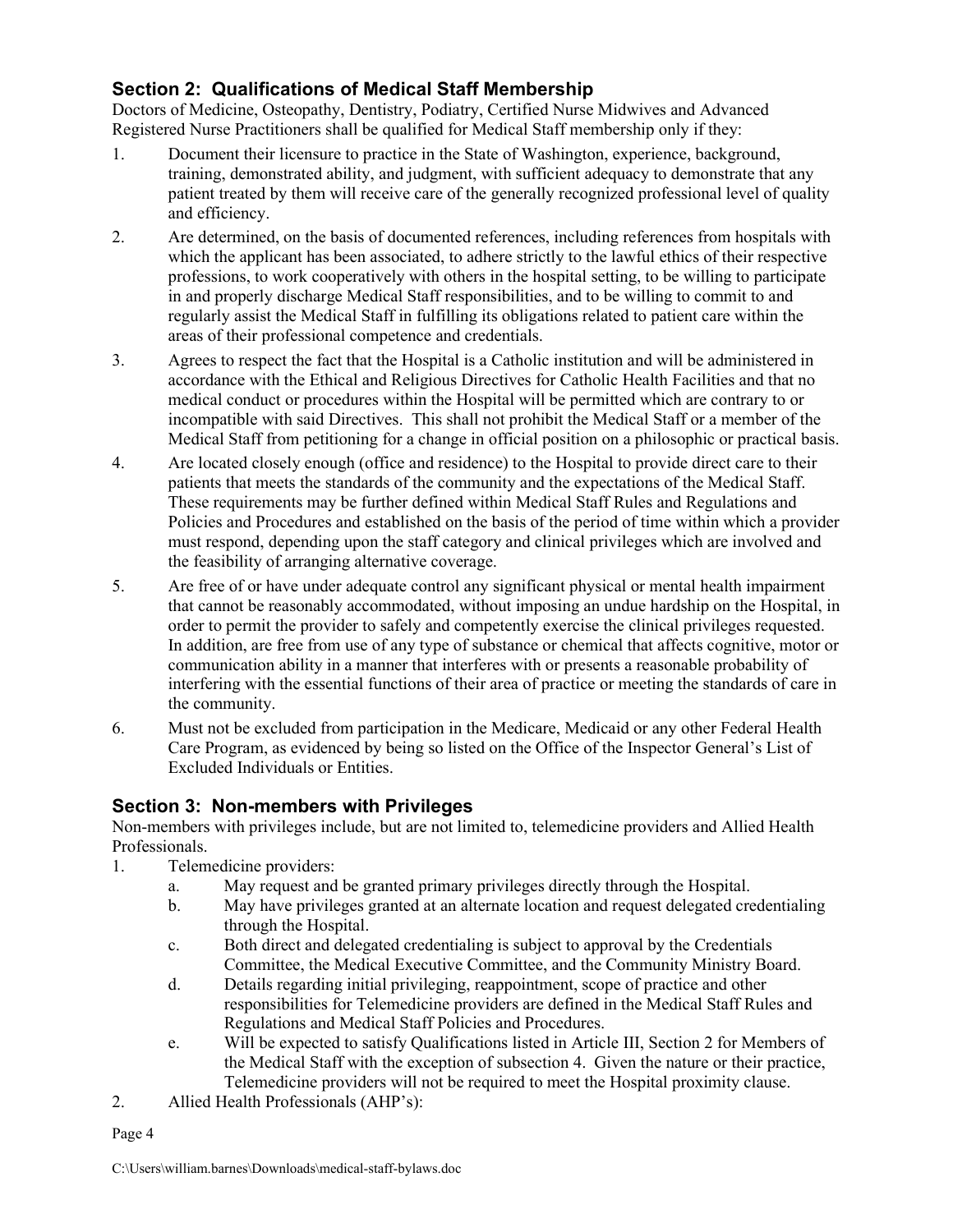## Section 2: Qualifications of Medical Staff Membership

Doctors of Medicine, Osteopathy, Dentistry, Podiatry, Certified Nurse Midwives and Advanced Registered Nurse Practitioners shall be qualified for Medical Staff membership only if they:

1. Document their licensure to practice in the State of Washington, experience, background, training, demonstrated ability, and judgment, with sufficient adequacy to demonstrate that any patient treated by them will receive care of the generally recognized professional level of quality and efficiency.
2. Are determined, on the basis of documented references, including references from hospitals with which the applicant has been associated, to adhere strictly to the lawful ethics of their respective professions, to work cooperatively with others in the hospital setting, to be willing to participate in and properly discharge Medical Staff responsibilities, and to be willing to commit to and regularly assist the Medical Staff in fulfilling its obligations related to patient care within the areas of their professional competence and credentials.
3. Agrees to respect the fact that the Hospital is a Catholic institution and will be administered in accordance with the Ethical and Religious Directives for Catholic Health Facilities and that no medical conduct or procedures within the Hospital will be permitted which are contrary to or incompatible with said Directives. This shall not prohibit the Medical Staff or a member of the Medical Staff from petitioning for a change in official position on a philosophic or practical basis.
4. Are located closely enough (office and residence) to the Hospital to provide direct care to their patients that meets the standards of the community and the expectations of the Medical Staff. These requirements may be further defined within Medical Staff Rules and Regulations and Policies and Procedures and established on the basis of the period of time within which a provider must respond, depending upon the staff category and clinical privileges which are involved and the feasibility of arranging alternative coverage.
5. Are free of or have under adequate control any significant physical or mental health impairment that cannot be reasonably accommodated, without imposing an undue hardship on the Hospital, in order to permit the provider to safely and competently exercise the clinical privileges requested. In addition, are free from use of any type of substance or chemical that affects cognitive, motor or communication ability in a manner that interferes with or presents a reasonable probability of interfering with the essential functions of their area of practice or meeting the standards of care in the community.
6. Must not be excluded from participation in the Medicare, Medicaid or any other Federal Health Care Program, as evidenced by being so listed on the Office of the Inspector General's List of Excluded Individuals or Entities.

## Section 3: Non-members with Privileges

Non-members with privileges include, but are not limited to, telemedicine providers and Allied Health Professionals.

1. Telemedicine providers:
   a. May request and be granted primary privileges directly through the Hospital.
   b. May have privileges granted at an alternate location and request delegated credentialing through the Hospital.
   c. Both direct and delegated credentialing is subject to approval by the Credentials Committee, the Medical Executive Committee, and the Community Ministry Board.
   d. Details regarding initial privileging, reappointment, scope of practice and other responsibilities for Telemedicine providers are defined in the Medical Staff Rules and Regulations and Medical Staff Policies and Procedures.
   e. Will be expected to satisfy Qualifications listed in Article III, Section 2 for Members of the Medical Staff with the exception of subsection 4. Given the nature or their practice, Telemedicine providers will not be required to meet the Hospital proximity clause.
2. Allied Health Professionals (AHP's):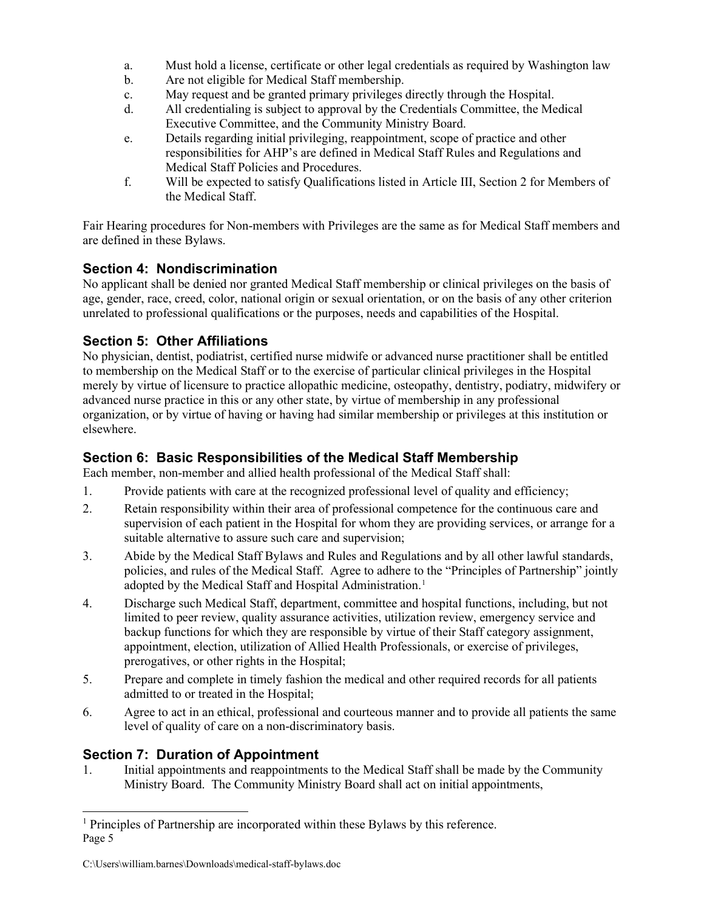a. Must hold a license, certificate or other legal credentials as required by Washington law
b. Are not eligible for Medical Staff membership.
c. May request and be granted primary privileges directly through the Hospital.
d. All credentialing is subject to approval by the Credentials Committee, the Medical Executive Committee, and the Community Ministry Board.
e. Details regarding initial privileging, reappointment, scope of practice and other responsibilities for AHP's are defined in Medical Staff Rules and Regulations and Medical Staff Policies and Procedures.
f. Will be expected to satisfy Qualifications listed in Article III, Section 2 for Members of the Medical Staff.

Fair Hearing procedures for Non-members with Privileges are the same as for Medical Staff members and are defined in these Bylaws.

## Section 4: Nondiscrimination

No applicant shall be denied nor granted Medical Staff membership or clinical privileges on the basis of age, gender, race, creed, color, national origin or sexual orientation, or on the basis of any other criterion unrelated to professional qualifications or the purposes, needs and capabilities of the Hospital.

## Section 5: Other Affiliations

No physician, dentist, podiatrist, certified nurse midwife or advanced nurse practitioner shall be entitled to membership on the Medical Staff or to the exercise of particular clinical privileges in the Hospital merely by virtue of licensure to practice allopathic medicine, osteopathy, dentistry, podiatry, midwifery or advanced nurse practice in this or any other state, by virtue of membership in any professional organization, or by virtue of having or having had similar membership or privileges at this institution or elsewhere.

## Section 6: Basic Responsibilities of the Medical Staff Membership

Each member, non-member and allied health professional of the Medical Staff shall:

1. Provide patients with care at the recognized professional level of quality and efficiency;
2. Retain responsibility within their area of professional competence for the continuous care and supervision of each patient in the Hospital for whom they are providing services, or arrange for a suitable alternative to assure such care and supervision;
3. Abide by the Medical Staff Bylaws and Rules and Regulations and by all other lawful standards, policies, and rules of the Medical Staff. Agree to adhere to the "Principles of Partnership" jointly adopted by the Medical Staff and Hospital Administration.[1]
4. Discharge such Medical Staff, department, committee and hospital functions, including, but not limited to peer review, quality assurance activities, utilization review, emergency service and backup functions for which they are responsible by virtue of their Staff category assignment, appointment, election, utilization of Allied Health Professionals, or exercise of privileges, prerogatives, or other rights in the Hospital;
5. Prepare and complete in timely fashion the medical and other required records for all patients admitted to or treated in the Hospital;
6. Agree to act in an ethical, professional and courteous manner and to provide all patients the same level of quality of care on a non-discriminatory basis.

## Section 7: Duration of Appointment

1. Initial appointments and reappointments to the Medical Staff shall be made by the Community Ministry Board. The Community Ministry Board shall act on initial appointments,

[1] Principles of Partnership are incorporated within these Bylaws by this reference.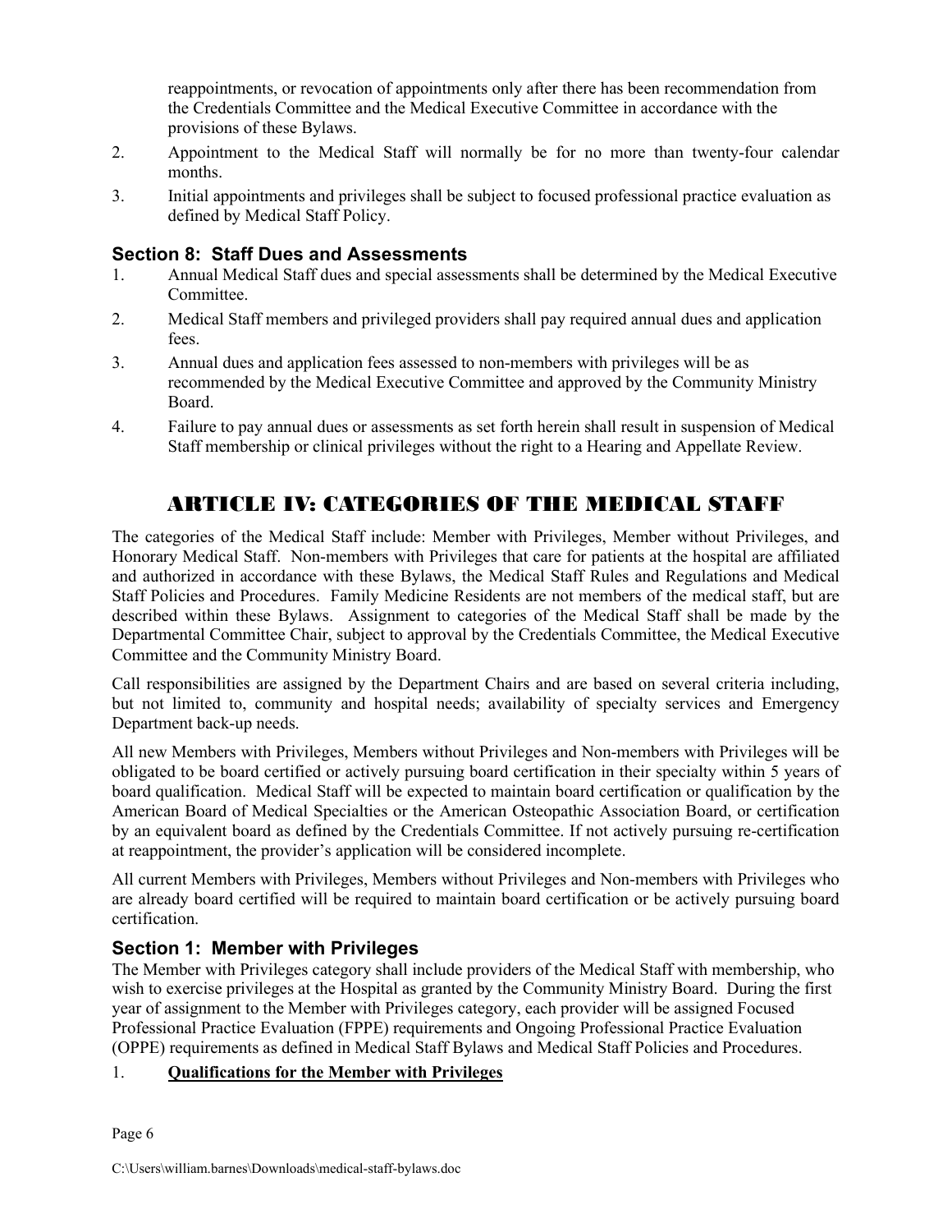reappointments, or revocation of appointments only after there has been recommendation from the Credentials Committee and the Medical Executive Committee in accordance with the provisions of these Bylaws.

2. Appointment to the Medical Staff will normally be for no more than twenty-four calendar months.
3. Initial appointments and privileges shall be subject to focused professional practice evaluation as defined by Medical Staff Policy.

### Section 8: Staff Dues and Assessments

1. Annual Medical Staff dues and special assessments shall be determined by the Medical Executive Committee.
2. Medical Staff members and privileged providers shall pay required annual dues and application fees.
3. Annual dues and application fees assessed to non-members with privileges will be as recommended by the Medical Executive Committee and approved by the Community Ministry Board.
4. Failure to pay annual dues or assessments as set forth herein shall result in suspension of Medical Staff membership or clinical privileges without the right to a Hearing and Appellate Review.

## ARTICLE IV: CATEGORIES OF THE MEDICAL STAFF

The categories of the Medical Staff include: Member with Privileges, Member without Privileges, and Honorary Medical Staff. Non-members with Privileges that care for patients at the hospital are affiliated and authorized in accordance with these Bylaws, the Medical Staff Rules and Regulations and Medical Staff Policies and Procedures. Family Medicine Residents are not members of the medical staff, but are described within these Bylaws. Assignment to categories of the Medical Staff shall be made by the Departmental Committee Chair, subject to approval by the Credentials Committee, the Medical Executive Committee and the Community Ministry Board.

Call responsibilities are assigned by the Department Chairs and are based on several criteria including, but not limited to, community and hospital needs; availability of specialty services and Emergency Department back-up needs.

All new Members with Privileges, Members without Privileges and Non-members with Privileges will be obligated to be board certified or actively pursuing board certification in their specialty within 5 years of board qualification. Medical Staff will be expected to maintain board certification or qualification by the American Board of Medical Specialties or the American Osteopathic Association Board, or certification by an equivalent board as defined by the Credentials Committee. If not actively pursuing re-certification at reappointment, the provider's application will be considered incomplete.

All current Members with Privileges, Members without Privileges and Non-members with Privileges who are already board certified will be required to maintain board certification or be actively pursuing board certification.

### Section 1: Member with Privileges

The Member with Privileges category shall include providers of the Medical Staff with membership, who wish to exercise privileges at the Hospital as granted by the Community Ministry Board. During the first year of assignment to the Member with Privileges category, each provider will be assigned Focused Professional Practice Evaluation (FPPE) requirements and Ongoing Professional Practice Evaluation (OPPE) requirements as defined in Medical Staff Bylaws and Medical Staff Policies and Procedures.

1. **<u>Qualifications for the Member with Privileges</u>**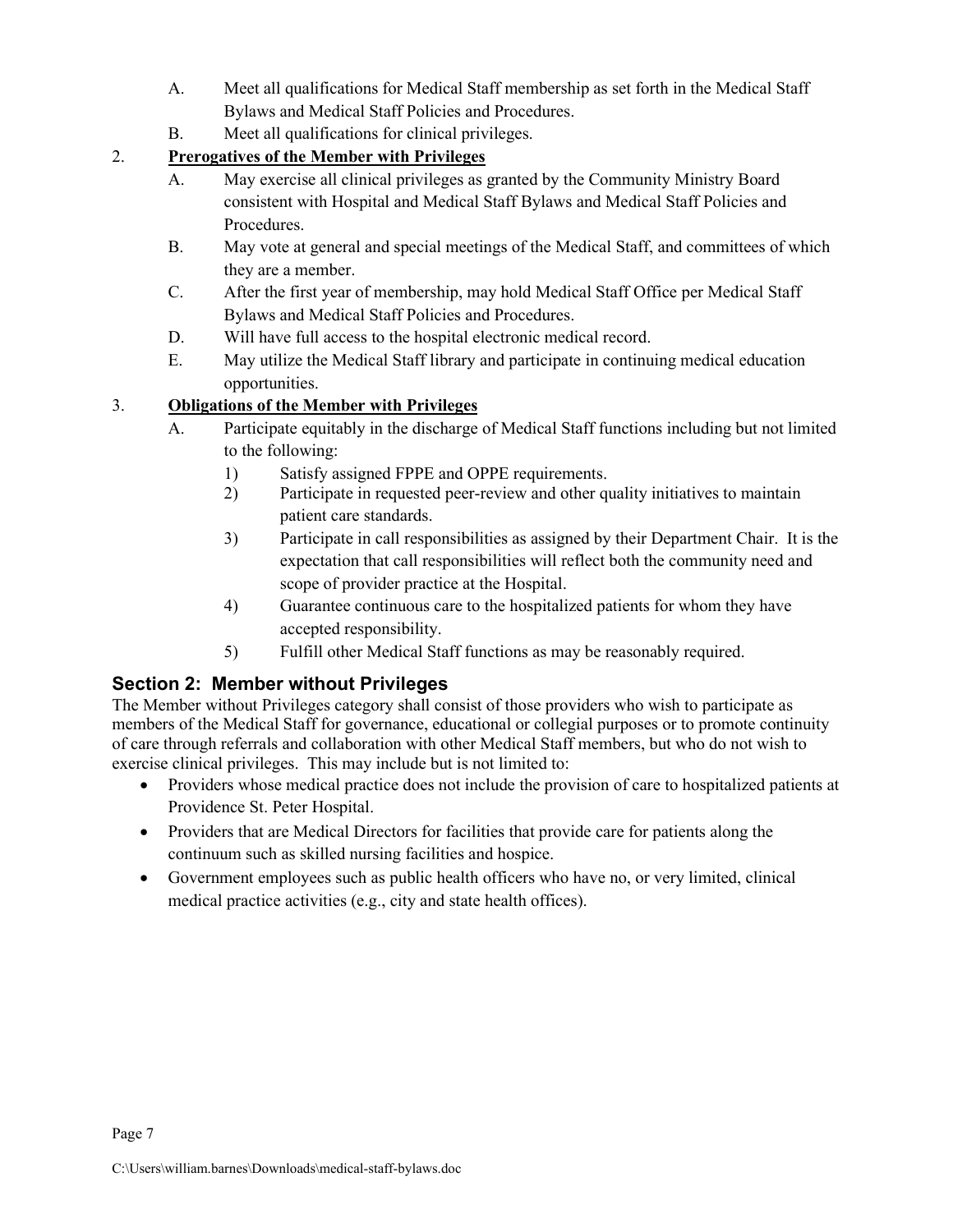A. Meet all qualifications for Medical Staff membership as set forth in the Medical Staff Bylaws and Medical Staff Policies and Procedures.

B. Meet all qualifications for clinical privileges.

2. **Prerogatives of the Member with Privileges**

A. May exercise all clinical privileges as granted by the Community Ministry Board consistent with Hospital and Medical Staff Bylaws and Medical Staff Policies and Procedures.

B. May vote at general and special meetings of the Medical Staff, and committees of which they are a member.

C. After the first year of membership, may hold Medical Staff Office per Medical Staff Bylaws and Medical Staff Policies and Procedures.

D. Will have full access to the hospital electronic medical record.

E. May utilize the Medical Staff library and participate in continuing medical education opportunities.

3. **Obligations of the Member with Privileges**

A. Participate equitably in the discharge of Medical Staff functions including but not limited to the following:

1) Satisfy assigned FPPE and OPPE requirements.

2) Participate in requested peer-review and other quality initiatives to maintain patient care standards.

3) Participate in call responsibilities as assigned by their Department Chair. It is the expectation that call responsibilities will reflect both the community need and scope of provider practice at the Hospital.

4) Guarantee continuous care to the hospitalized patients for whom they have accepted responsibility.

5) Fulfill other Medical Staff functions as may be reasonably required.

## Section 2: Member without Privileges

The Member without Privileges category shall consist of those providers who wish to participate as members of the Medical Staff for governance, educational or collegial purposes or to promote continuity of care through referrals and collaboration with other Medical Staff members, but who do not wish to exercise clinical privileges. This may include but is not limited to:

- Providers whose medical practice does not include the provision of care to hospitalized patients at Providence St. Peter Hospital.
- Providers that are Medical Directors for facilities that provide care for patients along the continuum such as skilled nursing facilities and hospice.
- Government employees such as public health officers who have no, or very limited, clinical medical practice activities (e.g., city and state health offices).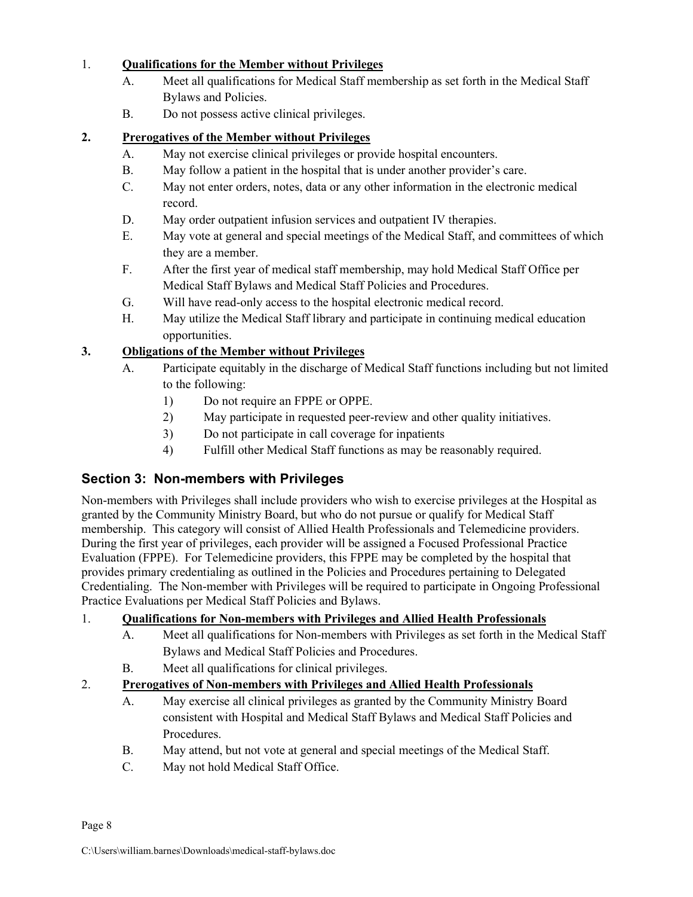1. **<u>Qualifications for the Member without Privileges</u>**
   - A. Meet all qualifications for Medical Staff membership as set forth in the Medical Staff Bylaws and Policies.
   - B. Do not possess active clinical privileges.

2. **<u>Prerogatives of the Member without Privileges</u>**
   - A. May not exercise clinical privileges or provide hospital encounters.
   - B. May follow a patient in the hospital that is under another provider's care.
   - C. May not enter orders, notes, data or any other information in the electronic medical record.
   - D. May order outpatient infusion services and outpatient IV therapies.
   - E. May vote at general and special meetings of the Medical Staff, and committees of which they are a member.
   - F. After the first year of medical staff membership, may hold Medical Staff Office per Medical Staff Bylaws and Medical Staff Policies and Procedures.
   - G. Will have read-only access to the hospital electronic medical record.
   - H. May utilize the Medical Staff library and participate in continuing medical education opportunities.

3. **<u>Obligations of the Member without Privileges</u>**
   - A. Participate equitably in the discharge of Medical Staff functions including but not limited to the following:
     - 1) Do not require an FPPE or OPPE.
     - 2) May participate in requested peer-review and other quality initiatives.
     - 3) Do not participate in call coverage for inpatients
     - 4) Fulfill other Medical Staff functions as may be reasonably required.

## Section 3: Non-members with Privileges

Non-members with Privileges shall include providers who wish to exercise privileges at the Hospital as granted by the Community Ministry Board, but who do not pursue or qualify for Medical Staff membership. This category will consist of Allied Health Professionals and Telemedicine providers. During the first year of privileges, each provider will be assigned a Focused Professional Practice Evaluation (FPPE). For Telemedicine providers, this FPPE may be completed by the hospital that provides primary credentialing as outlined in the Policies and Procedures pertaining to Delegated Credentialing. The Non-member with Privileges will be required to participate in Ongoing Professional Practice Evaluations per Medical Staff Policies and Bylaws.

1. **<u>Qualifications for Non-members with Privileges and Allied Health Professionals</u>**
   - A. Meet all qualifications for Non-members with Privileges as set forth in the Medical Staff Bylaws and Medical Staff Policies and Procedures.
   - B. Meet all qualifications for clinical privileges.

2. **<u>Prerogatives of Non-members with Privileges and Allied Health Professionals</u>**
   - A. May exercise all clinical privileges as granted by the Community Ministry Board consistent with Hospital and Medical Staff Bylaws and Medical Staff Policies and Procedures.
   - B. May attend, but not vote at general and special meetings of the Medical Staff.
   - C. May not hold Medical Staff Office.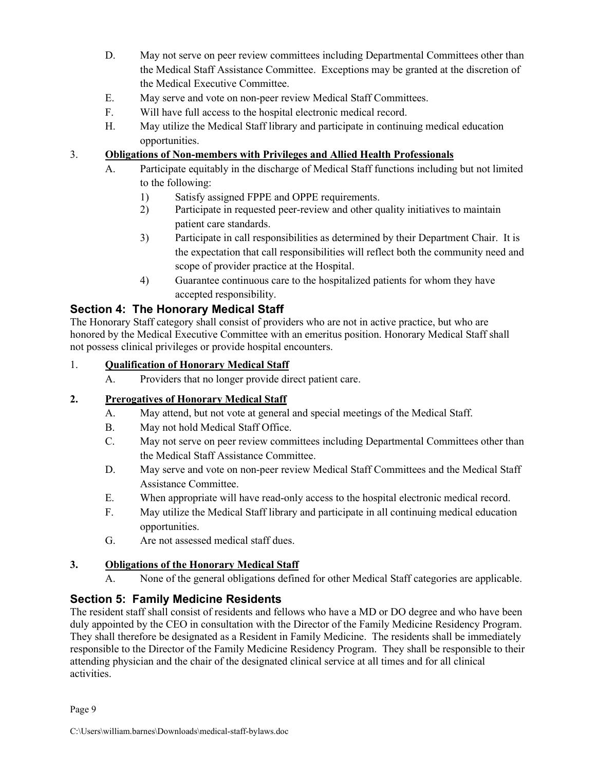D. May not serve on peer review committees including Departmental Committees other than the Medical Staff Assistance Committee. Exceptions may be granted at the discretion of the Medical Executive Committee.

E. May serve and vote on non-peer review Medical Staff Committees.

F. Will have full access to the hospital electronic medical record.

H. May utilize the Medical Staff library and participate in continuing medical education opportunities.

3. **Obligations of Non-members with Privileges and Allied Health Professionals**

   A. Participate equitably in the discharge of Medical Staff functions including but not limited to the following:

      1) Satisfy assigned FPPE and OPPE requirements.

      2) Participate in requested peer-review and other quality initiatives to maintain patient care standards.

      3) Participate in call responsibilities as determined by their Department Chair. It is the expectation that call responsibilities will reflect both the community need and scope of provider practice at the Hospital.

      4) Guarantee continuous care to the hospitalized patients for whom they have accepted responsibility.

## Section 4: The Honorary Medical Staff

The Honorary Staff category shall consist of providers who are not in active practice, but who are honored by the Medical Executive Committee with an emeritus position. Honorary Medical Staff shall not possess clinical privileges or provide hospital encounters.

1. **Qualification of Honorary Medical Staff**

   A. Providers that no longer provide direct patient care.

2. **Prerogatives of Honorary Medical Staff**

   A. May attend, but not vote at general and special meetings of the Medical Staff.

   B. May not hold Medical Staff Office.

   C. May not serve on peer review committees including Departmental Committees other than the Medical Staff Assistance Committee.

   D. May serve and vote on non-peer review Medical Staff Committees and the Medical Staff Assistance Committee.

   E. When appropriate will have read-only access to the hospital electronic medical record.

   F. May utilize the Medical Staff library and participate in all continuing medical education opportunities.

   G. Are not assessed medical staff dues.

3. **Obligations of the Honorary Medical Staff**

   A. None of the general obligations defined for other Medical Staff categories are applicable.

## Section 5: Family Medicine Residents

The resident staff shall consist of residents and fellows who have a MD or DO degree and who have been duly appointed by the CEO in consultation with the Director of the Family Medicine Residency Program. They shall therefore be designated as a Resident in Family Medicine. The residents shall be immediately responsible to the Director of the Family Medicine Residency Program. They shall be responsible to their attending physician and the chair of the designated clinical service at all times and for all clinical activities.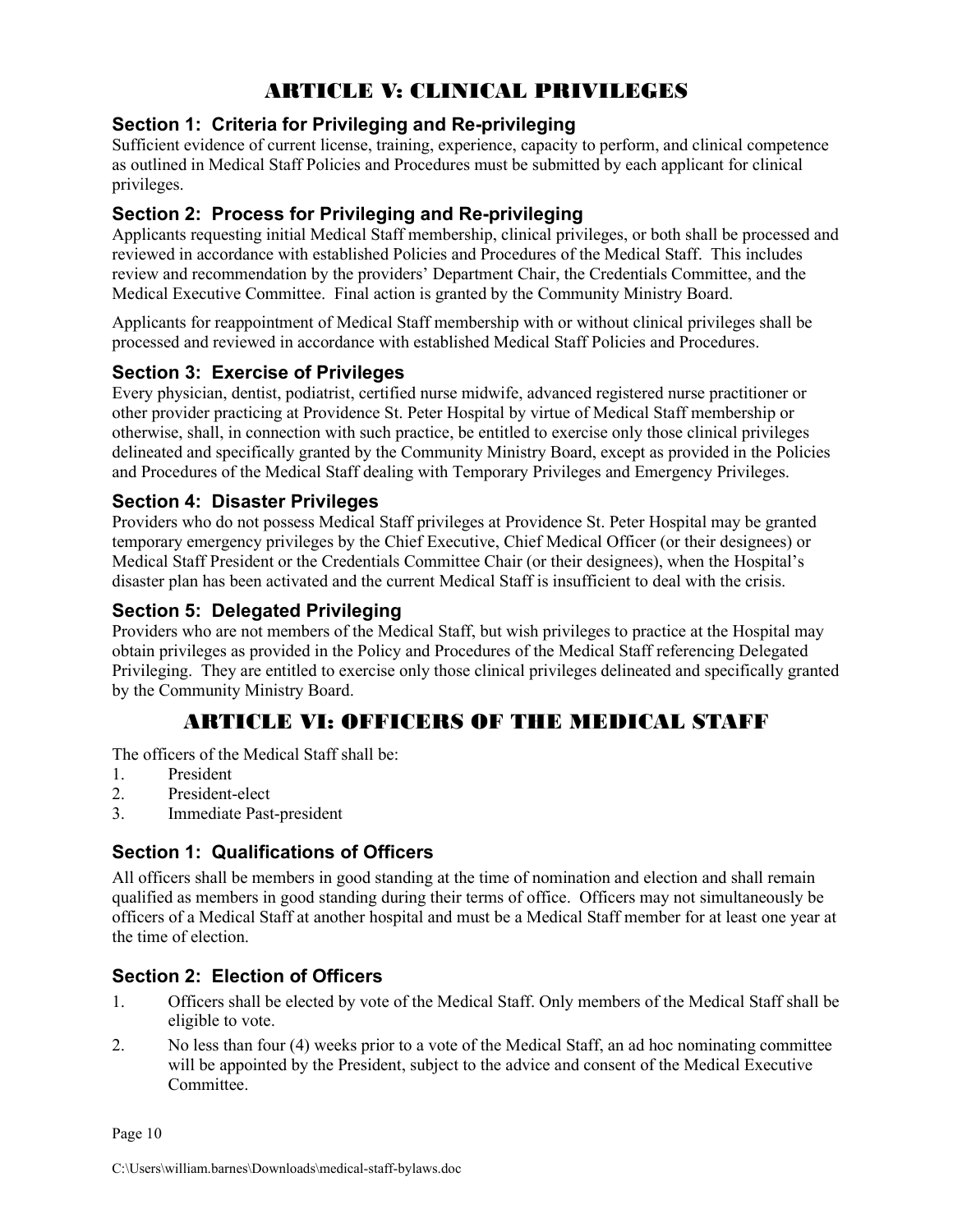# ARTICLE V: CLINICAL PRIVILEGES

## Section 1: Criteria for Privileging and Re-privileging

Sufficient evidence of current license, training, experience, capacity to perform, and clinical competence as outlined in Medical Staff Policies and Procedures must be submitted by each applicant for clinical privileges.

## Section 2: Process for Privileging and Re-privileging

Applicants requesting initial Medical Staff membership, clinical privileges, or both shall be processed and reviewed in accordance with established Policies and Procedures of the Medical Staff. This includes review and recommendation by the providers' Department Chair, the Credentials Committee, and the Medical Executive Committee. Final action is granted by the Community Ministry Board.

Applicants for reappointment of Medical Staff membership with or without clinical privileges shall be processed and reviewed in accordance with established Medical Staff Policies and Procedures.

## Section 3: Exercise of Privileges

Every physician, dentist, podiatrist, certified nurse midwife, advanced registered nurse practitioner or other provider practicing at Providence St. Peter Hospital by virtue of Medical Staff membership or otherwise, shall, in connection with such practice, be entitled to exercise only those clinical privileges delineated and specifically granted by the Community Ministry Board, except as provided in the Policies and Procedures of the Medical Staff dealing with Temporary Privileges and Emergency Privileges.

## Section 4: Disaster Privileges

Providers who do not possess Medical Staff privileges at Providence St. Peter Hospital may be granted temporary emergency privileges by the Chief Executive, Chief Medical Officer (or their designees) or Medical Staff President or the Credentials Committee Chair (or their designees), when the Hospital's disaster plan has been activated and the current Medical Staff is insufficient to deal with the crisis.

## Section 5: Delegated Privileging

Providers who are not members of the Medical Staff, but wish privileges to practice at the Hospital may obtain privileges as provided in the Policy and Procedures of the Medical Staff referencing Delegated Privileging. They are entitled to exercise only those clinical privileges delineated and specifically granted by the Community Ministry Board.

# ARTICLE VI: OFFICERS OF THE MEDICAL STAFF

The officers of the Medical Staff shall be:

1. President
2. President-elect
3. Immediate Past-president

## Section 1: Qualifications of Officers

All officers shall be members in good standing at the time of nomination and election and shall remain qualified as members in good standing during their terms of office. Officers may not simultaneously be officers of a Medical Staff at another hospital and must be a Medical Staff member for at least one year at the time of election.

## Section 2: Election of Officers

1. Officers shall be elected by vote of the Medical Staff. Only members of the Medical Staff shall be eligible to vote.
2. No less than four (4) weeks prior to a vote of the Medical Staff, an ad hoc nominating committee will be appointed by the President, subject to the advice and consent of the Medical Executive Committee.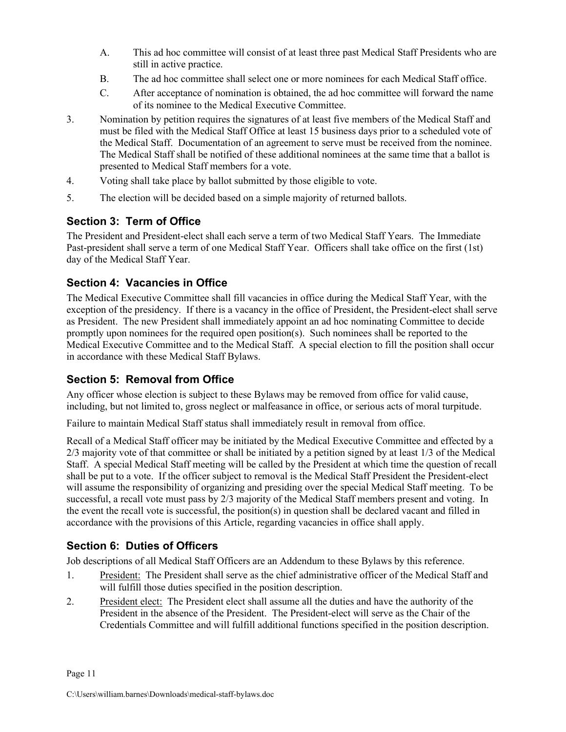A. This ad hoc committee will consist of at least three past Medical Staff Presidents who are still in active practice.

B. The ad hoc committee shall select one or more nominees for each Medical Staff office.

C. After acceptance of nomination is obtained, the ad hoc committee will forward the name of its nominee to the Medical Executive Committee.

3. Nomination by petition requires the signatures of at least five members of the Medical Staff and must be filed with the Medical Staff Office at least 15 business days prior to a scheduled vote of the Medical Staff. Documentation of an agreement to serve must be received from the nominee. The Medical Staff shall be notified of these additional nominees at the same time that a ballot is presented to Medical Staff members for a vote.

4. Voting shall take place by ballot submitted by those eligible to vote.

5. The election will be decided based on a simple majority of returned ballots.

## Section 3: Term of Office

The President and President-elect shall each serve a term of two Medical Staff Years. The Immediate Past-president shall serve a term of one Medical Staff Year. Officers shall take office on the first (1st) day of the Medical Staff Year.

## Section 4: Vacancies in Office

The Medical Executive Committee shall fill vacancies in office during the Medical Staff Year, with the exception of the presidency. If there is a vacancy in the office of President, the President-elect shall serve as President. The new President shall immediately appoint an ad hoc nominating Committee to decide promptly upon nominees for the required open position(s). Such nominees shall be reported to the Medical Executive Committee and to the Medical Staff. A special election to fill the position shall occur in accordance with these Medical Staff Bylaws.

## Section 5: Removal from Office

Any officer whose election is subject to these Bylaws may be removed from office for valid cause, including, but not limited to, gross neglect or malfeasance in office, or serious acts of moral turpitude.

Failure to maintain Medical Staff status shall immediately result in removal from office.

Recall of a Medical Staff officer may be initiated by the Medical Executive Committee and effected by a 2/3 majority vote of that committee or shall be initiated by a petition signed by at least 1/3 of the Medical Staff. A special Medical Staff meeting will be called by the President at which time the question of recall shall be put to a vote. If the officer subject to removal is the Medical Staff President the President-elect will assume the responsibility of organizing and presiding over the special Medical Staff meeting. To be successful, a recall vote must pass by 2/3 majority of the Medical Staff members present and voting. In the event the recall vote is successful, the position(s) in question shall be declared vacant and filled in accordance with the provisions of this Article, regarding vacancies in office shall apply.

## Section 6: Duties of Officers

Job descriptions of all Medical Staff Officers are an Addendum to these Bylaws by this reference.

1. President: The President shall serve as the chief administrative officer of the Medical Staff and will fulfill those duties specified in the position description.

2. President elect: The President elect shall assume all the duties and have the authority of the President in the absence of the President. The President-elect will serve as the Chair of the Credentials Committee and will fulfill additional functions specified in the position description.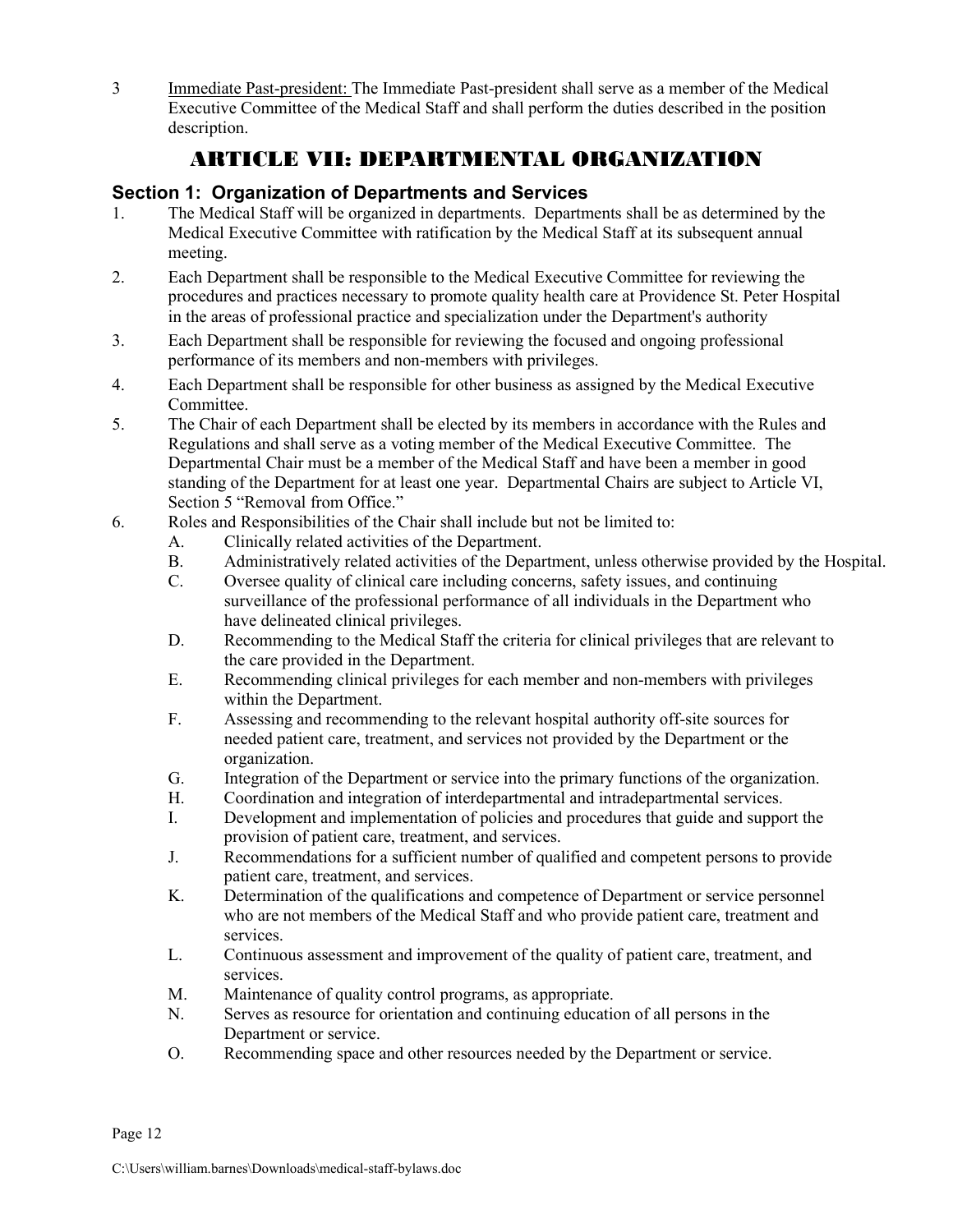3 Immediate Past-president: The Immediate Past-president shall serve as a member of the Medical Executive Committee of the Medical Staff and shall perform the duties described in the position description.

# ARTICLE VII: DEPARTMENTAL ORGANIZATION

## Section 1: Organization of Departments and Services

1. The Medical Staff will be organized in departments. Departments shall be as determined by the Medical Executive Committee with ratification by the Medical Staff at its subsequent annual meeting.
2. Each Department shall be responsible to the Medical Executive Committee for reviewing the procedures and practices necessary to promote quality health care at Providence St. Peter Hospital in the areas of professional practice and specialization under the Department's authority
3. Each Department shall be responsible for reviewing the focused and ongoing professional performance of its members and non-members with privileges.
4. Each Department shall be responsible for other business as assigned by the Medical Executive Committee.
5. The Chair of each Department shall be elected by its members in accordance with the Rules and Regulations and shall serve as a voting member of the Medical Executive Committee. The Departmental Chair must be a member of the Medical Staff and have been a member in good standing of the Department for at least one year. Departmental Chairs are subject to Article VI, Section 5 "Removal from Office."
6. Roles and Responsibilities of the Chair shall include but not be limited to:
   - A. Clinically related activities of the Department.
   - B. Administratively related activities of the Department, unless otherwise provided by the Hospital.
   - C. Oversee quality of clinical care including concerns, safety issues, and continuing surveillance of the professional performance of all individuals in the Department who have delineated clinical privileges.
   - D. Recommending to the Medical Staff the criteria for clinical privileges that are relevant to the care provided in the Department.
   - E. Recommending clinical privileges for each member and non-members with privileges within the Department.
   - F. Assessing and recommending to the relevant hospital authority off-site sources for needed patient care, treatment, and services not provided by the Department or the organization.
   - G. Integration of the Department or service into the primary functions of the organization.
   - H. Coordination and integration of interdepartmental and intradepartmental services.
   - I. Development and implementation of policies and procedures that guide and support the provision of patient care, treatment, and services.
   - J. Recommendations for a sufficient number of qualified and competent persons to provide patient care, treatment, and services.
   - K. Determination of the qualifications and competence of Department or service personnel who are not members of the Medical Staff and who provide patient care, treatment and services.
   - L. Continuous assessment and improvement of the quality of patient care, treatment, and services.
   - M. Maintenance of quality control programs, as appropriate.
   - N. Serves as resource for orientation and continuing education of all persons in the Department or service.
   - O. Recommending space and other resources needed by the Department or service.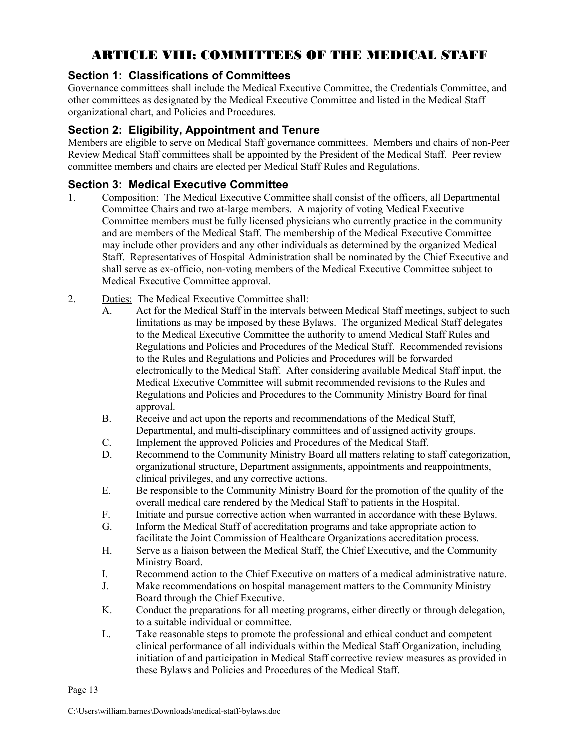# ARTICLE VIII: COMMITTEES OF THE MEDICAL STAFF

## Section 1: Classifications of Committees

Governance committees shall include the Medical Executive Committee, the Credentials Committee, and other committees as designated by the Medical Executive Committee and listed in the Medical Staff organizational chart, and Policies and Procedures.

## Section 2: Eligibility, Appointment and Tenure

Members are eligible to serve on Medical Staff governance committees. Members and chairs of non-Peer Review Medical Staff committees shall be appointed by the President of the Medical Staff. Peer review committee members and chairs are elected per Medical Staff Rules and Regulations.

## Section 3: Medical Executive Committee

1. <u>Composition:</u> The Medical Executive Committee shall consist of the officers, all Departmental Committee Chairs and two at-large members. A majority of voting Medical Executive Committee members must be fully licensed physicians who currently practice in the community and are members of the Medical Staff. The membership of the Medical Executive Committee may include other providers and any other individuals as determined by the organized Medical Staff. Representatives of Hospital Administration shall be nominated by the Chief Executive and shall serve as ex-officio, non-voting members of the Medical Executive Committee subject to Medical Executive Committee approval.

2. <u>Duties:</u> The Medical Executive Committee shall:
   - A. Act for the Medical Staff in the intervals between Medical Staff meetings, subject to such limitations as may be imposed by these Bylaws. The organized Medical Staff delegates to the Medical Executive Committee the authority to amend Medical Staff Rules and Regulations and Policies and Procedures of the Medical Staff. Recommended revisions to the Rules and Regulations and Policies and Procedures will be forwarded electronically to the Medical Staff. After considering available Medical Staff input, the Medical Executive Committee will submit recommended revisions to the Rules and Regulations and Policies and Procedures to the Community Ministry Board for final approval.
   - B. Receive and act upon the reports and recommendations of the Medical Staff, Departmental, and multi-disciplinary committees and of assigned activity groups.
   - C. Implement the approved Policies and Procedures of the Medical Staff.
   - D. Recommend to the Community Ministry Board all matters relating to staff categorization, organizational structure, Department assignments, appointments and reappointments, clinical privileges, and any corrective actions.
   - E. Be responsible to the Community Ministry Board for the promotion of the quality of the overall medical care rendered by the Medical Staff to patients in the Hospital.
   - F. Initiate and pursue corrective action when warranted in accordance with these Bylaws.
   - G. Inform the Medical Staff of accreditation programs and take appropriate action to facilitate the Joint Commission of Healthcare Organizations accreditation process.
   - H. Serve as a liaison between the Medical Staff, the Chief Executive, and the Community Ministry Board.
   - I. Recommend action to the Chief Executive on matters of a medical administrative nature.
   - J. Make recommendations on hospital management matters to the Community Ministry Board through the Chief Executive.
   - K. Conduct the preparations for all meeting programs, either directly or through delegation, to a suitable individual or committee.
   - L. Take reasonable steps to promote the professional and ethical conduct and competent clinical performance of all individuals within the Medical Staff Organization, including initiation of and participation in Medical Staff corrective review measures as provided in these Bylaws and Policies and Procedures of the Medical Staff.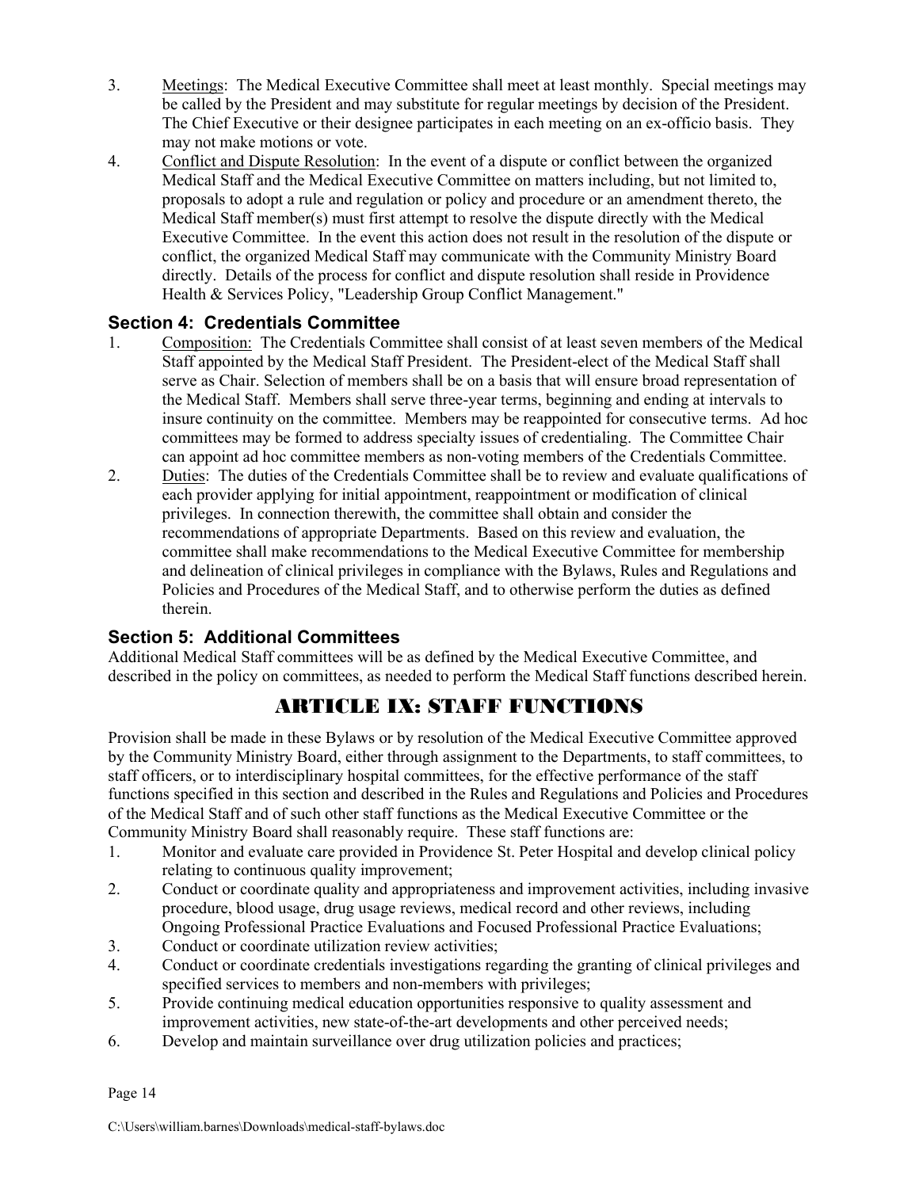3. Meetings: The Medical Executive Committee shall meet at least monthly. Special meetings may be called by the President and may substitute for regular meetings by decision of the President. The Chief Executive or their designee participates in each meeting on an ex-officio basis. They may not make motions or vote.
4. Conflict and Dispute Resolution: In the event of a dispute or conflict between the organized Medical Staff and the Medical Executive Committee on matters including, but not limited to, proposals to adopt a rule and regulation or policy and procedure or an amendment thereto, the Medical Staff member(s) must first attempt to resolve the dispute directly with the Medical Executive Committee. In the event this action does not result in the resolution of the dispute or conflict, the organized Medical Staff may communicate with the Community Ministry Board directly. Details of the process for conflict and dispute resolution shall reside in Providence Health & Services Policy, "Leadership Group Conflict Management."

### Section 4: Credentials Committee

1. Composition: The Credentials Committee shall consist of at least seven members of the Medical Staff appointed by the Medical Staff President. The President-elect of the Medical Staff shall serve as Chair. Selection of members shall be on a basis that will ensure broad representation of the Medical Staff. Members shall serve three-year terms, beginning and ending at intervals to insure continuity on the committee. Members may be reappointed for consecutive terms. Ad hoc committees may be formed to address specialty issues of credentialing. The Committee Chair can appoint ad hoc committee members as non-voting members of the Credentials Committee.
2. Duties: The duties of the Credentials Committee shall be to review and evaluate qualifications of each provider applying for initial appointment, reappointment or modification of clinical privileges. In connection therewith, the committee shall obtain and consider the recommendations of appropriate Departments. Based on this review and evaluation, the committee shall make recommendations to the Medical Executive Committee for membership and delineation of clinical privileges in compliance with the Bylaws, Rules and Regulations and Policies and Procedures of the Medical Staff, and to otherwise perform the duties as defined therein.

### Section 5: Additional Committees

Additional Medical Staff committees will be as defined by the Medical Executive Committee, and described in the policy on committees, as needed to perform the Medical Staff functions described herein.

## ARTICLE IX: STAFF FUNCTIONS

Provision shall be made in these Bylaws or by resolution of the Medical Executive Committee approved by the Community Ministry Board, either through assignment to the Departments, to staff committees, to staff officers, or to interdisciplinary hospital committees, for the effective performance of the staff functions specified in this section and described in the Rules and Regulations and Policies and Procedures of the Medical Staff and of such other staff functions as the Medical Executive Committee or the Community Ministry Board shall reasonably require. These staff functions are:

1. Monitor and evaluate care provided in Providence St. Peter Hospital and develop clinical policy relating to continuous quality improvement;
2. Conduct or coordinate quality and appropriateness and improvement activities, including invasive procedure, blood usage, drug usage reviews, medical record and other reviews, including Ongoing Professional Practice Evaluations and Focused Professional Practice Evaluations;
3. Conduct or coordinate utilization review activities;
4. Conduct or coordinate credentials investigations regarding the granting of clinical privileges and specified services to members and non-members with privileges;
5. Provide continuing medical education opportunities responsive to quality assessment and improvement activities, new state-of-the-art developments and other perceived needs;
6. Develop and maintain surveillance over drug utilization policies and practices;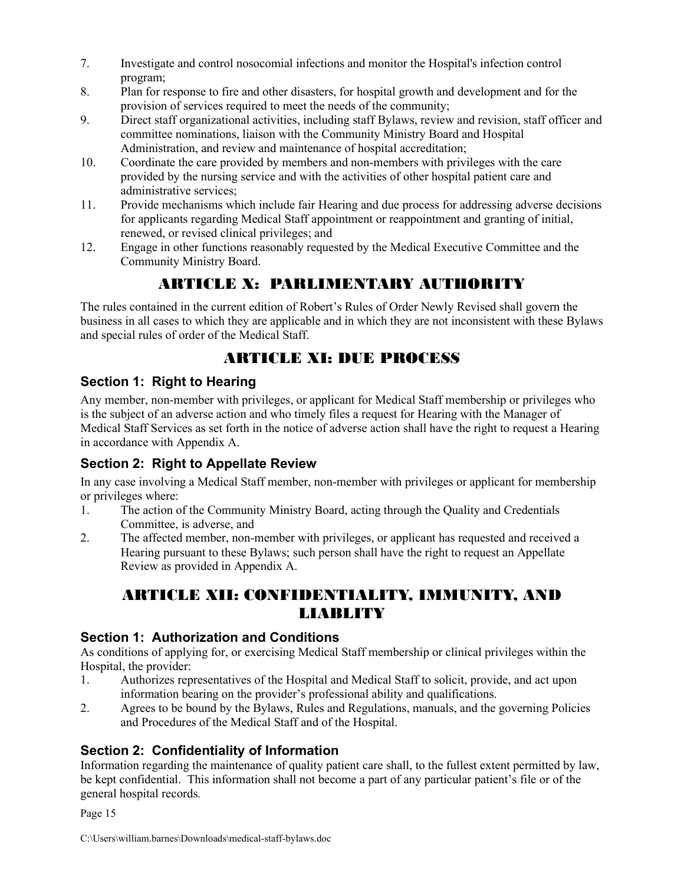7. Investigate and control nosocomial infections and monitor the Hospital's infection control program;
8. Plan for response to fire and other disasters, for hospital growth and development and for the provision of services required to meet the needs of the community;
9. Direct staff organizational activities, including staff Bylaws, review and revision, staff officer and committee nominations, liaison with the Community Ministry Board and Hospital Administration, and review and maintenance of hospital accreditation;
10. Coordinate the care provided by members and non-members with privileges with the care provided by the nursing service and with the activities of other hospital patient care and administrative services;
11. Provide mechanisms which include fair Hearing and due process for addressing adverse decisions for applicants regarding Medical Staff appointment or reappointment and granting of initial, renewed, or revised clinical privileges; and
12. Engage in other functions reasonably requested by the Medical Executive Committee and the Community Ministry Board.

# ARTICLE X: PARLIMENTARY AUTHORITY

The rules contained in the current edition of Robert's Rules of Order Newly Revised shall govern the business in all cases to which they are applicable and in which they are not inconsistent with these Bylaws and special rules of order of the Medical Staff.

# ARTICLE XI: DUE PROCESS

## Section 1: Right to Hearing

Any member, non-member with privileges, or applicant for Medical Staff membership or privileges who is the subject of an adverse action and who timely files a request for Hearing with the Manager of Medical Staff Services as set forth in the notice of adverse action shall have the right to request a Hearing in accordance with Appendix A.

## Section 2: Right to Appellate Review

In any case involving a Medical Staff member, non-member with privileges or applicant for membership or privileges where:

1. The action of the Community Ministry Board, acting through the Quality and Credentials Committee, is adverse, and
2. The affected member, non-member with privileges, or applicant has requested and received a Hearing pursuant to these Bylaws; such person shall have the right to request an Appellate Review as provided in Appendix A.

# ARTICLE XII: CONFIDENTIALITY, IMMUNITY, AND LIABLITY

## Section 1: Authorization and Conditions

As conditions of applying for, or exercising Medical Staff membership or clinical privileges within the Hospital, the provider:

1. Authorizes representatives of the Hospital and Medical Staff to solicit, provide, and act upon information bearing on the provider's professional ability and qualifications.
2. Agrees to be bound by the Bylaws, Rules and Regulations, manuals, and the governing Policies and Procedures of the Medical Staff and of the Hospital.

## Section 2: Confidentiality of Information

Information regarding the maintenance of quality patient care shall, to the fullest extent permitted by law, be kept confidential. This information shall not become a part of any particular patient's file or of the general hospital records.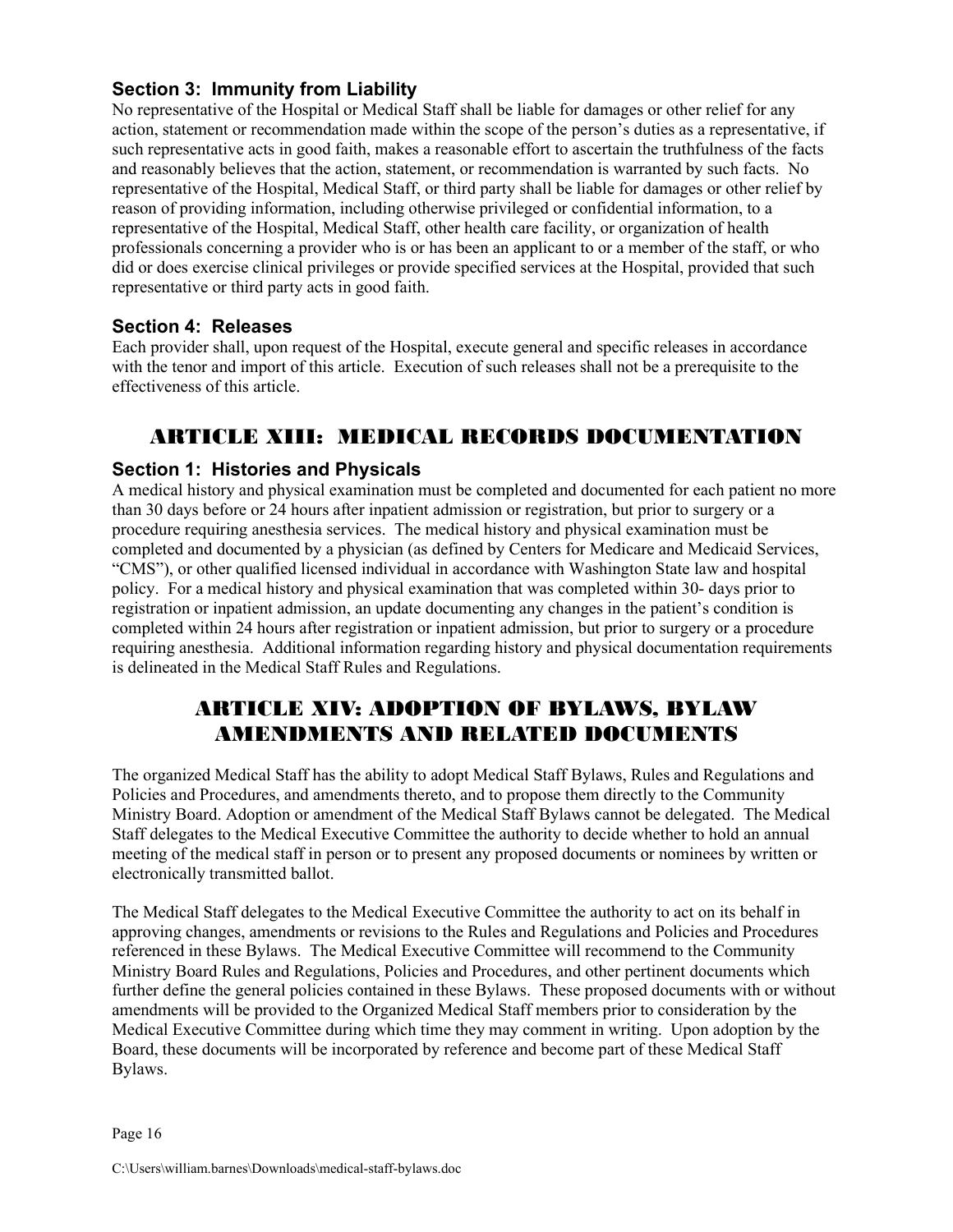### Section 3: Immunity from Liability

No representative of the Hospital or Medical Staff shall be liable for damages or other relief for any action, statement or recommendation made within the scope of the person's duties as a representative, if such representative acts in good faith, makes a reasonable effort to ascertain the truthfulness of the facts and reasonably believes that the action, statement, or recommendation is warranted by such facts. No representative of the Hospital, Medical Staff, or third party shall be liable for damages or other relief by reason of providing information, including otherwise privileged or confidential information, to a representative of the Hospital, Medical Staff, other health care facility, or organization of health professionals concerning a provider who is or has been an applicant to or a member of the staff, or who did or does exercise clinical privileges or provide specified services at the Hospital, provided that such representative or third party acts in good faith.

### Section 4: Releases

Each provider shall, upon request of the Hospital, execute general and specific releases in accordance with the tenor and import of this article. Execution of such releases shall not be a prerequisite to the effectiveness of this article.

## ARTICLE XIII: MEDICAL RECORDS DOCUMENTATION

### Section 1: Histories and Physicals

A medical history and physical examination must be completed and documented for each patient no more than 30 days before or 24 hours after inpatient admission or registration, but prior to surgery or a procedure requiring anesthesia services. The medical history and physical examination must be completed and documented by a physician (as defined by Centers for Medicare and Medicaid Services, "CMS"), or other qualified licensed individual in accordance with Washington State law and hospital policy. For a medical history and physical examination that was completed within 30- days prior to registration or inpatient admission, an update documenting any changes in the patient's condition is completed within 24 hours after registration or inpatient admission, but prior to surgery or a procedure requiring anesthesia. Additional information regarding history and physical documentation requirements is delineated in the Medical Staff Rules and Regulations.

## ARTICLE XIV: ADOPTION OF BYLAWS, BYLAW AMENDMENTS AND RELATED DOCUMENTS

The organized Medical Staff has the ability to adopt Medical Staff Bylaws, Rules and Regulations and Policies and Procedures, and amendments thereto, and to propose them directly to the Community Ministry Board. Adoption or amendment of the Medical Staff Bylaws cannot be delegated. The Medical Staff delegates to the Medical Executive Committee the authority to decide whether to hold an annual meeting of the medical staff in person or to present any proposed documents or nominees by written or electronically transmitted ballot.

The Medical Staff delegates to the Medical Executive Committee the authority to act on its behalf in approving changes, amendments or revisions to the Rules and Regulations and Policies and Procedures referenced in these Bylaws. The Medical Executive Committee will recommend to the Community Ministry Board Rules and Regulations, Policies and Procedures, and other pertinent documents which further define the general policies contained in these Bylaws. These proposed documents with or without amendments will be provided to the Organized Medical Staff members prior to consideration by the Medical Executive Committee during which time they may comment in writing. Upon adoption by the Board, these documents will be incorporated by reference and become part of these Medical Staff Bylaws.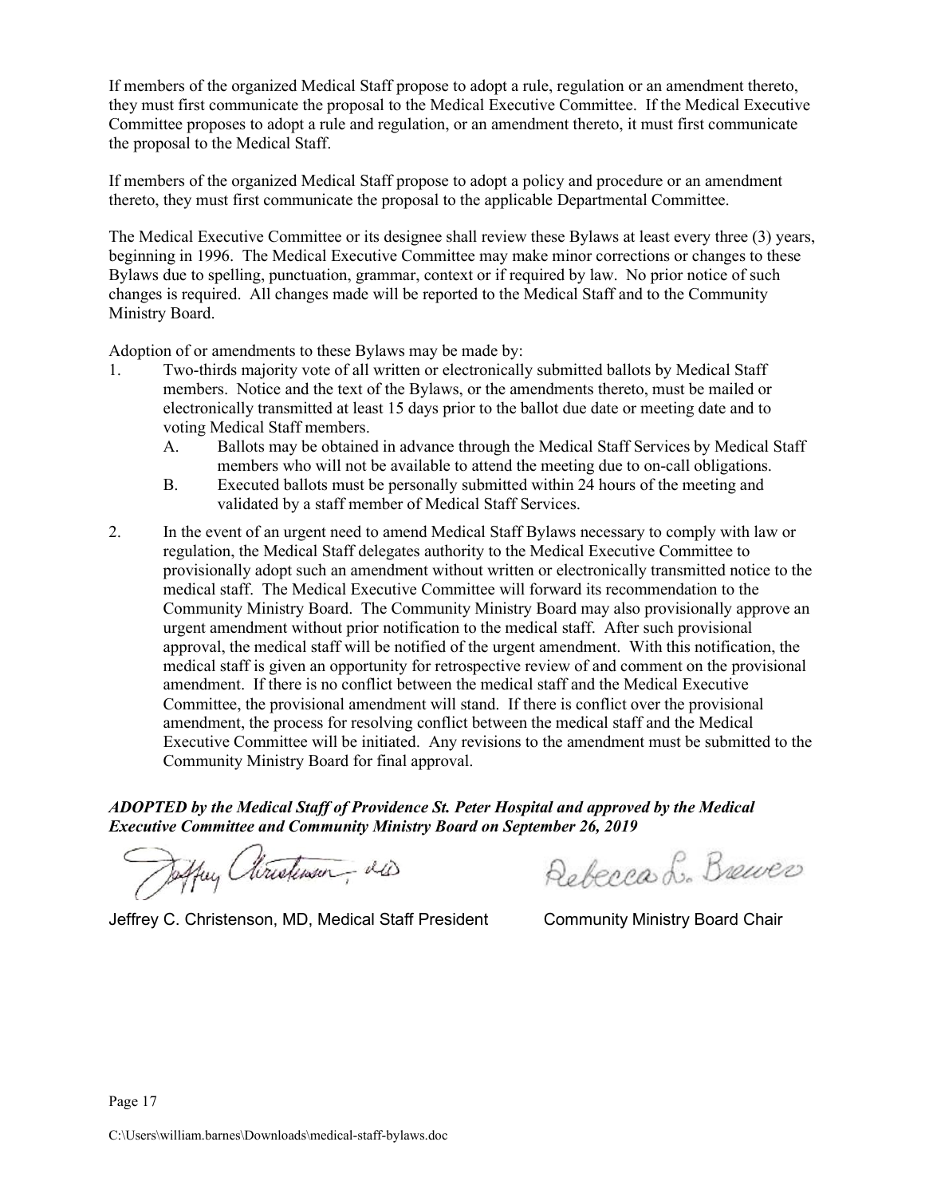If members of the organized Medical Staff propose to adopt a rule, regulation or an amendment thereto, they must first communicate the proposal to the Medical Executive Committee. If the Medical Executive Committee proposes to adopt a rule and regulation, or an amendment thereto, it must first communicate the proposal to the Medical Staff.

If members of the organized Medical Staff propose to adopt a policy and procedure or an amendment thereto, they must first communicate the proposal to the applicable Departmental Committee.

The Medical Executive Committee or its designee shall review these Bylaws at least every three (3) years, beginning in 1996. The Medical Executive Committee may make minor corrections or changes to these Bylaws due to spelling, punctuation, grammar, context or if required by law. No prior notice of such changes is required. All changes made will be reported to the Medical Staff and to the Community Ministry Board.

Adoption of or amendments to these Bylaws may be made by:

1. Two-thirds majority vote of all written or electronically submitted ballots by Medical Staff members. Notice and the text of the Bylaws, or the amendments thereto, must be mailed or electronically transmitted at least 15 days prior to the ballot due date or meeting date and to voting Medical Staff members.
   - A. Ballots may be obtained in advance through the Medical Staff Services by Medical Staff members who will not be available to attend the meeting due to on-call obligations.
   - B. Executed ballots must be personally submitted within 24 hours of the meeting and validated by a staff member of Medical Staff Services.
2. In the event of an urgent need to amend Medical Staff Bylaws necessary to comply with law or regulation, the Medical Staff delegates authority to the Medical Executive Committee to provisionally adopt such an amendment without written or electronically transmitted notice to the medical staff. The Medical Executive Committee will forward its recommendation to the Community Ministry Board. The Community Ministry Board may also provisionally approve an urgent amendment without prior notification to the medical staff. After such provisional approval, the medical staff will be notified of the urgent amendment. With this notification, the medical staff is given an opportunity for retrospective review of and comment on the provisional amendment. If there is no conflict between the medical staff and the Medical Executive Committee, the provisional amendment will stand. If there is conflict over the provisional amendment, the process for resolving conflict between the medical staff and the Medical Executive Committee will be initiated. Any revisions to the amendment must be submitted to the Community Ministry Board for final approval.

***ADOPTED by the Medical Staff of Providence St. Peter Hospital and approved by the Medical Executive Committee and Community Ministry Board on September 26, 2019***

Jeffrey C. Christenson, MD, Medical Staff President

Community Ministry Board Chair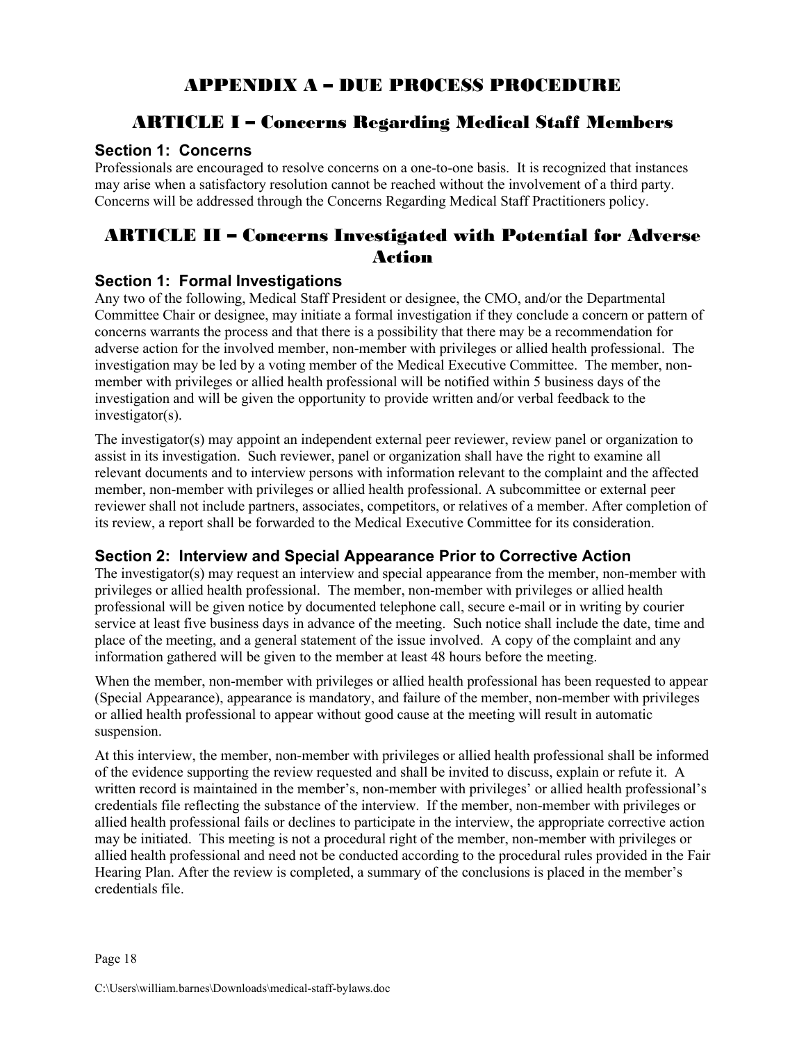# APPENDIX A – DUE PROCESS PROCEDURE

## ARTICLE I – Concerns Regarding Medical Staff Members

### Section 1: Concerns

Professionals are encouraged to resolve concerns on a one-to-one basis. It is recognized that instances may arise when a satisfactory resolution cannot be reached without the involvement of a third party. Concerns will be addressed through the Concerns Regarding Medical Staff Practitioners policy.

## ARTICLE II – Concerns Investigated with Potential for Adverse Action

### Section 1: Formal Investigations

Any two of the following, Medical Staff President or designee, the CMO, and/or the Departmental Committee Chair or designee, may initiate a formal investigation if they conclude a concern or pattern of concerns warrants the process and that there is a possibility that there may be a recommendation for adverse action for the involved member, non-member with privileges or allied health professional. The investigation may be led by a voting member of the Medical Executive Committee. The member, non-member with privileges or allied health professional will be notified within 5 business days of the investigation and will be given the opportunity to provide written and/or verbal feedback to the investigator(s).

The investigator(s) may appoint an independent external peer reviewer, review panel or organization to assist in its investigation. Such reviewer, panel or organization shall have the right to examine all relevant documents and to interview persons with information relevant to the complaint and the affected member, non-member with privileges or allied health professional. A subcommittee or external peer reviewer shall not include partners, associates, competitors, or relatives of a member. After completion of its review, a report shall be forwarded to the Medical Executive Committee for its consideration.

### Section 2: Interview and Special Appearance Prior to Corrective Action

The investigator(s) may request an interview and special appearance from the member, non-member with privileges or allied health professional. The member, non-member with privileges or allied health professional will be given notice by documented telephone call, secure e-mail or in writing by courier service at least five business days in advance of the meeting. Such notice shall include the date, time and place of the meeting, and a general statement of the issue involved. A copy of the complaint and any information gathered will be given to the member at least 48 hours before the meeting.

When the member, non-member with privileges or allied health professional has been requested to appear (Special Appearance), appearance is mandatory, and failure of the member, non-member with privileges or allied health professional to appear without good cause at the meeting will result in automatic suspension.

At this interview, the member, non-member with privileges or allied health professional shall be informed of the evidence supporting the review requested and shall be invited to discuss, explain or refute it. A written record is maintained in the member's, non-member with privileges' or allied health professional's credentials file reflecting the substance of the interview. If the member, non-member with privileges or allied health professional fails or declines to participate in the interview, the appropriate corrective action may be initiated. This meeting is not a procedural right of the member, non-member with privileges or allied health professional and need not be conducted according to the procedural rules provided in the Fair Hearing Plan. After the review is completed, a summary of the conclusions is placed in the member's credentials file.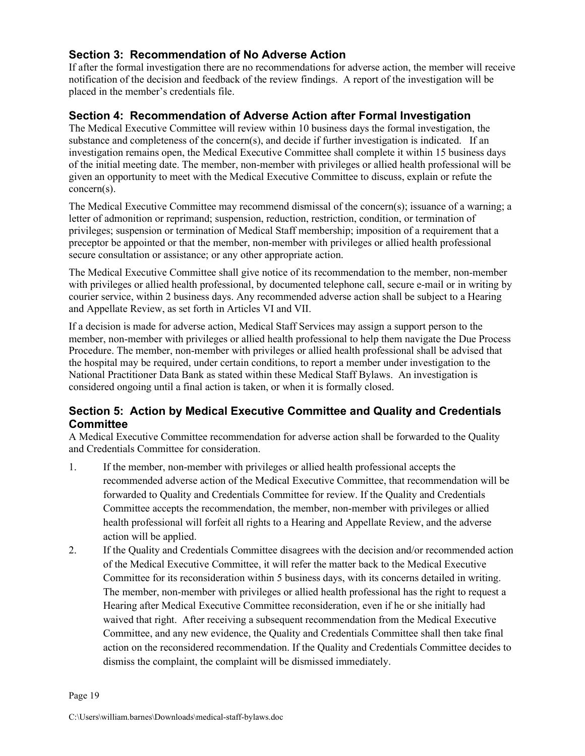## Section 3: Recommendation of No Adverse Action

If after the formal investigation there are no recommendations for adverse action, the member will receive notification of the decision and feedback of the review findings. A report of the investigation will be placed in the member's credentials file.

## Section 4: Recommendation of Adverse Action after Formal Investigation

The Medical Executive Committee will review within 10 business days the formal investigation, the substance and completeness of the concern(s), and decide if further investigation is indicated. If an investigation remains open, the Medical Executive Committee shall complete it within 15 business days of the initial meeting date. The member, non-member with privileges or allied health professional will be given an opportunity to meet with the Medical Executive Committee to discuss, explain or refute the concern(s).

The Medical Executive Committee may recommend dismissal of the concern(s); issuance of a warning; a letter of admonition or reprimand; suspension, reduction, restriction, condition, or termination of privileges; suspension or termination of Medical Staff membership; imposition of a requirement that a preceptor be appointed or that the member, non-member with privileges or allied health professional secure consultation or assistance; or any other appropriate action.

The Medical Executive Committee shall give notice of its recommendation to the member, non-member with privileges or allied health professional, by documented telephone call, secure e-mail or in writing by courier service, within 2 business days. Any recommended adverse action shall be subject to a Hearing and Appellate Review, as set forth in Articles VI and VII.

If a decision is made for adverse action, Medical Staff Services may assign a support person to the member, non-member with privileges or allied health professional to help them navigate the Due Process Procedure. The member, non-member with privileges or allied health professional shall be advised that the hospital may be required, under certain conditions, to report a member under investigation to the National Practitioner Data Bank as stated within these Medical Staff Bylaws. An investigation is considered ongoing until a final action is taken, or when it is formally closed.

## Section 5: Action by Medical Executive Committee and Quality and Credentials Committee

A Medical Executive Committee recommendation for adverse action shall be forwarded to the Quality and Credentials Committee for consideration.

1. If the member, non-member with privileges or allied health professional accepts the recommended adverse action of the Medical Executive Committee, that recommendation will be forwarded to Quality and Credentials Committee for review. If the Quality and Credentials Committee accepts the recommendation, the member, non-member with privileges or allied health professional will forfeit all rights to a Hearing and Appellate Review, and the adverse action will be applied.
2. If the Quality and Credentials Committee disagrees with the decision and/or recommended action of the Medical Executive Committee, it will refer the matter back to the Medical Executive Committee for its reconsideration within 5 business days, with its concerns detailed in writing. The member, non-member with privileges or allied health professional has the right to request a Hearing after Medical Executive Committee reconsideration, even if he or she initially had waived that right. After receiving a subsequent recommendation from the Medical Executive Committee, and any new evidence, the Quality and Credentials Committee shall then take final action on the reconsidered recommendation. If the Quality and Credentials Committee decides to dismiss the complaint, the complaint will be dismissed immediately.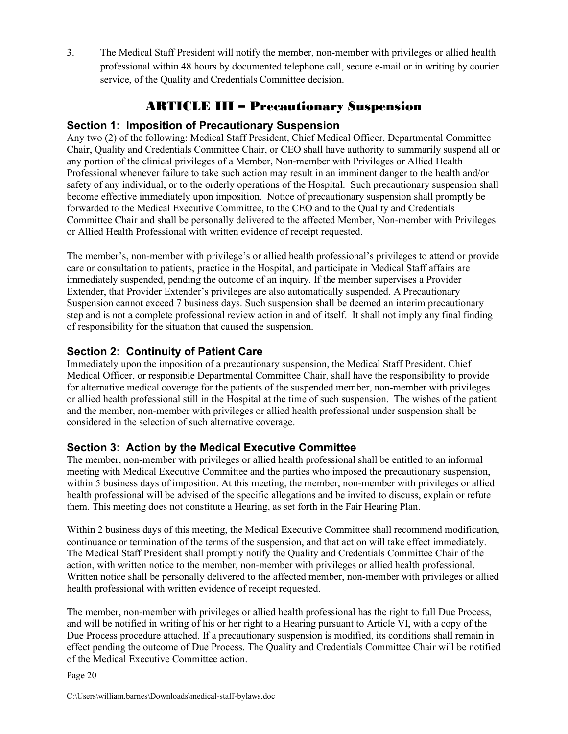3. The Medical Staff President will notify the member, non-member with privileges or allied health professional within 48 hours by documented telephone call, secure e-mail or in writing by courier service, of the Quality and Credentials Committee decision.

# ARTICLE III – Precautionary Suspension

## Section 1: Imposition of Precautionary Suspension

Any two (2) of the following: Medical Staff President, Chief Medical Officer, Departmental Committee Chair, Quality and Credentials Committee Chair, or CEO shall have authority to summarily suspend all or any portion of the clinical privileges of a Member, Non-member with Privileges or Allied Health Professional whenever failure to take such action may result in an imminent danger to the health and/or safety of any individual, or to the orderly operations of the Hospital. Such precautionary suspension shall become effective immediately upon imposition. Notice of precautionary suspension shall promptly be forwarded to the Medical Executive Committee, to the CEO and to the Quality and Credentials Committee Chair and shall be personally delivered to the affected Member, Non-member with Privileges or Allied Health Professional with written evidence of receipt requested.

The member's, non-member with privilege's or allied health professional's privileges to attend or provide care or consultation to patients, practice in the Hospital, and participate in Medical Staff affairs are immediately suspended, pending the outcome of an inquiry. If the member supervises a Provider Extender, that Provider Extender's privileges are also automatically suspended. A Precautionary Suspension cannot exceed 7 business days. Such suspension shall be deemed an interim precautionary step and is not a complete professional review action in and of itself. It shall not imply any final finding of responsibility for the situation that caused the suspension.

## Section 2: Continuity of Patient Care

Immediately upon the imposition of a precautionary suspension, the Medical Staff President, Chief Medical Officer, or responsible Departmental Committee Chair, shall have the responsibility to provide for alternative medical coverage for the patients of the suspended member, non-member with privileges or allied health professional still in the Hospital at the time of such suspension. The wishes of the patient and the member, non-member with privileges or allied health professional under suspension shall be considered in the selection of such alternative coverage.

## Section 3: Action by the Medical Executive Committee

The member, non-member with privileges or allied health professional shall be entitled to an informal meeting with Medical Executive Committee and the parties who imposed the precautionary suspension, within 5 business days of imposition. At this meeting, the member, non-member with privileges or allied health professional will be advised of the specific allegations and be invited to discuss, explain or refute them. This meeting does not constitute a Hearing, as set forth in the Fair Hearing Plan.

Within 2 business days of this meeting, the Medical Executive Committee shall recommend modification, continuance or termination of the terms of the suspension, and that action will take effect immediately. The Medical Staff President shall promptly notify the Quality and Credentials Committee Chair of the action, with written notice to the member, non-member with privileges or allied health professional. Written notice shall be personally delivered to the affected member, non-member with privileges or allied health professional with written evidence of receipt requested.

The member, non-member with privileges or allied health professional has the right to full Due Process, and will be notified in writing of his or her right to a Hearing pursuant to Article VI, with a copy of the Due Process procedure attached. If a precautionary suspension is modified, its conditions shall remain in effect pending the outcome of Due Process. The Quality and Credentials Committee Chair will be notified of the Medical Executive Committee action.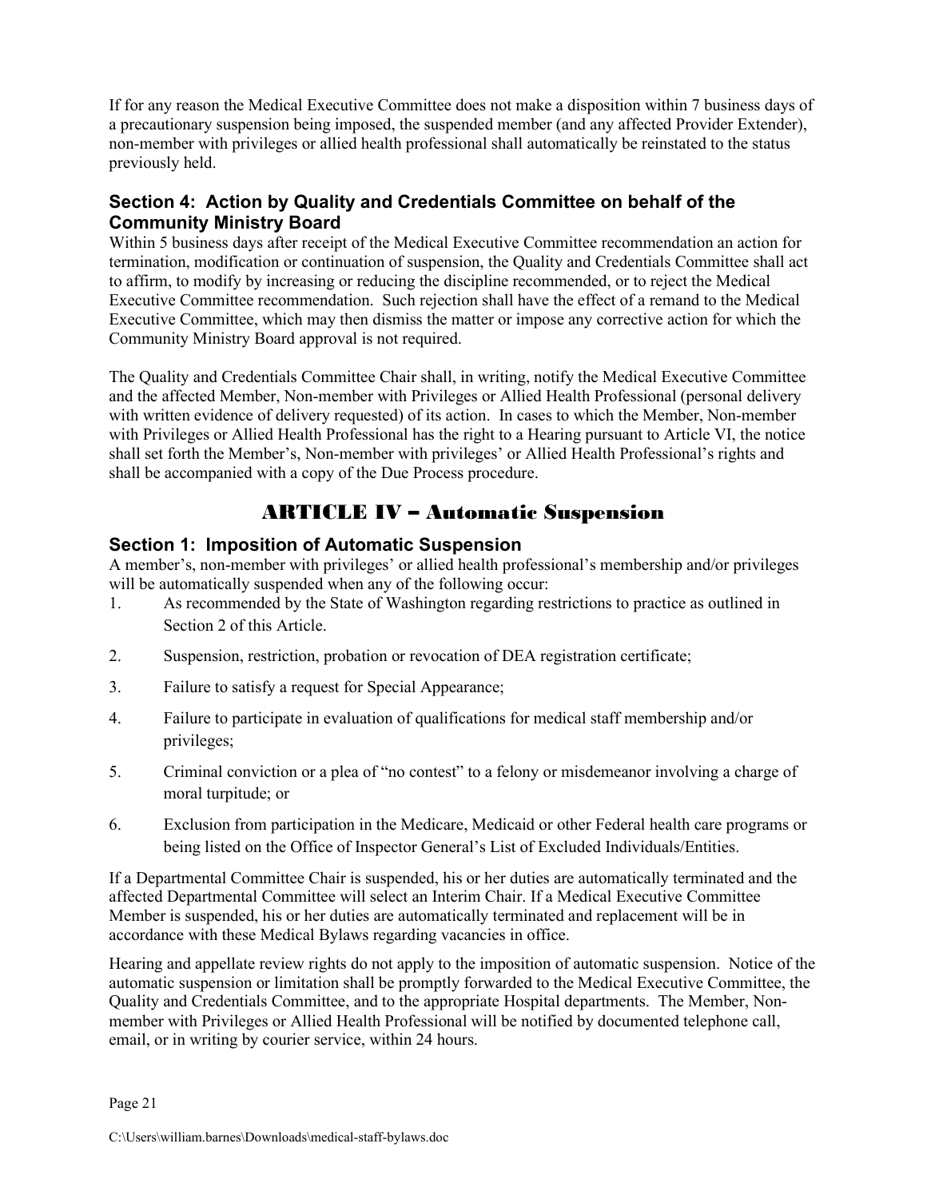If for any reason the Medical Executive Committee does not make a disposition within 7 business days of a precautionary suspension being imposed, the suspended member (and any affected Provider Extender), non-member with privileges or allied health professional shall automatically be reinstated to the status previously held.

### Section 4: Action by Quality and Credentials Committee on behalf of the Community Ministry Board

Within 5 business days after receipt of the Medical Executive Committee recommendation an action for termination, modification or continuation of suspension, the Quality and Credentials Committee shall act to affirm, to modify by increasing or reducing the discipline recommended, or to reject the Medical Executive Committee recommendation. Such rejection shall have the effect of a remand to the Medical Executive Committee, which may then dismiss the matter or impose any corrective action for which the Community Ministry Board approval is not required.

The Quality and Credentials Committee Chair shall, in writing, notify the Medical Executive Committee and the affected Member, Non-member with Privileges or Allied Health Professional (personal delivery with written evidence of delivery requested) of its action. In cases to which the Member, Non-member with Privileges or Allied Health Professional has the right to a Hearing pursuant to Article VI, the notice shall set forth the Member's, Non-member with privileges' or Allied Health Professional's rights and shall be accompanied with a copy of the Due Process procedure.

## ARTICLE IV – Automatic Suspension

### Section 1: Imposition of Automatic Suspension

A member's, non-member with privileges' or allied health professional's membership and/or privileges will be automatically suspended when any of the following occur:

1. As recommended by the State of Washington regarding restrictions to practice as outlined in Section 2 of this Article.
2. Suspension, restriction, probation or revocation of DEA registration certificate;
3. Failure to satisfy a request for Special Appearance;
4. Failure to participate in evaluation of qualifications for medical staff membership and/or privileges;
5. Criminal conviction or a plea of "no contest" to a felony or misdemeanor involving a charge of moral turpitude; or
6. Exclusion from participation in the Medicare, Medicaid or other Federal health care programs or being listed on the Office of Inspector General's List of Excluded Individuals/Entities.

If a Departmental Committee Chair is suspended, his or her duties are automatically terminated and the affected Departmental Committee will select an Interim Chair. If a Medical Executive Committee Member is suspended, his or her duties are automatically terminated and replacement will be in accordance with these Medical Bylaws regarding vacancies in office.

Hearing and appellate review rights do not apply to the imposition of automatic suspension. Notice of the automatic suspension or limitation shall be promptly forwarded to the Medical Executive Committee, the Quality and Credentials Committee, and to the appropriate Hospital departments. The Member, Non-member with Privileges or Allied Health Professional will be notified by documented telephone call, email, or in writing by courier service, within 24 hours.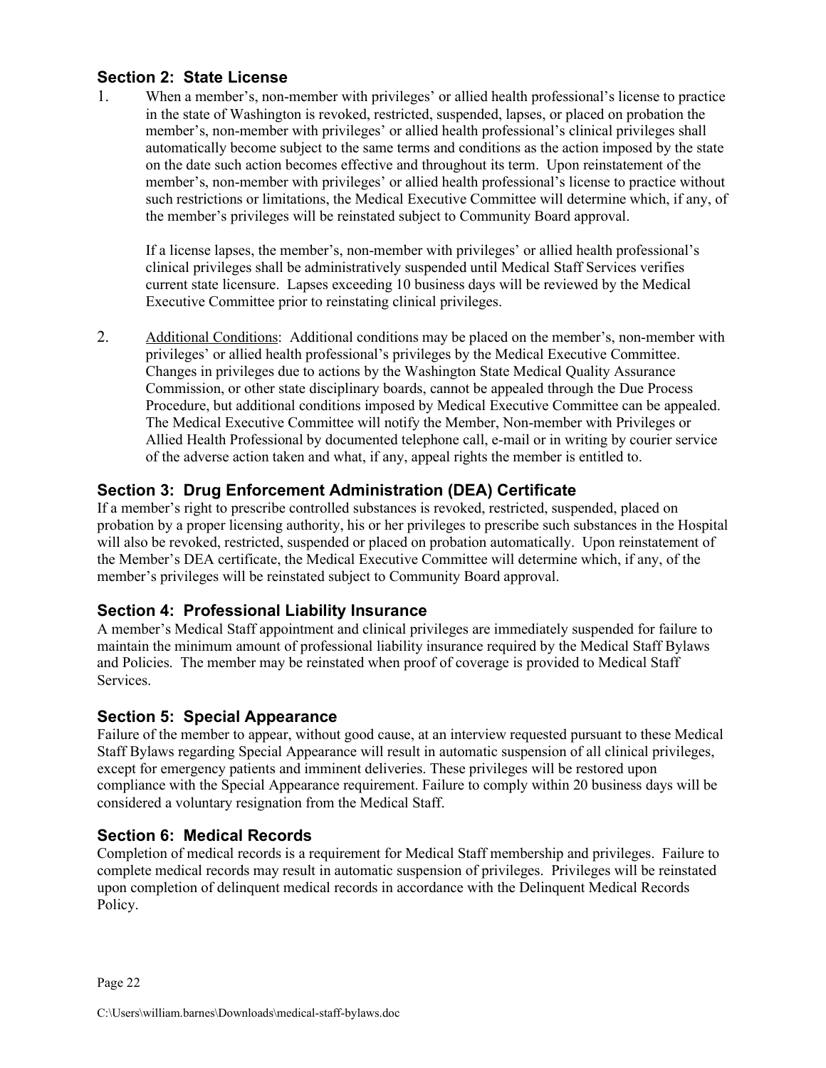### Section 2: State License

1. When a member's, non-member with privileges' or allied health professional's license to practice in the state of Washington is revoked, restricted, suspended, lapses, or placed on probation the member's, non-member with privileges' or allied health professional's clinical privileges shall automatically become subject to the same terms and conditions as the action imposed by the state on the date such action becomes effective and throughout its term. Upon reinstatement of the member's, non-member with privileges' or allied health professional's license to practice without such restrictions or limitations, the Medical Executive Committee will determine which, if any, of the member's privileges will be reinstated subject to Community Board approval.

   If a license lapses, the member's, non-member with privileges' or allied health professional's clinical privileges shall be administratively suspended until Medical Staff Services verifies current state licensure. Lapses exceeding 10 business days will be reviewed by the Medical Executive Committee prior to reinstating clinical privileges.

2. Additional Conditions: Additional conditions may be placed on the member's, non-member with privileges' or allied health professional's privileges by the Medical Executive Committee. Changes in privileges due to actions by the Washington State Medical Quality Assurance Commission, or other state disciplinary boards, cannot be appealed through the Due Process Procedure, but additional conditions imposed by Medical Executive Committee can be appealed. The Medical Executive Committee will notify the Member, Non-member with Privileges or Allied Health Professional by documented telephone call, e-mail or in writing by courier service of the adverse action taken and what, if any, appeal rights the member is entitled to.

### Section 3: Drug Enforcement Administration (DEA) Certificate

If a member's right to prescribe controlled substances is revoked, restricted, suspended, placed on probation by a proper licensing authority, his or her privileges to prescribe such substances in the Hospital will also be revoked, restricted, suspended or placed on probation automatically. Upon reinstatement of the Member's DEA certificate, the Medical Executive Committee will determine which, if any, of the member's privileges will be reinstated subject to Community Board approval.

### Section 4: Professional Liability Insurance

A member's Medical Staff appointment and clinical privileges are immediately suspended for failure to maintain the minimum amount of professional liability insurance required by the Medical Staff Bylaws and Policies. The member may be reinstated when proof of coverage is provided to Medical Staff Services.

### Section 5: Special Appearance

Failure of the member to appear, without good cause, at an interview requested pursuant to these Medical Staff Bylaws regarding Special Appearance will result in automatic suspension of all clinical privileges, except for emergency patients and imminent deliveries. These privileges will be restored upon compliance with the Special Appearance requirement. Failure to comply within 20 business days will be considered a voluntary resignation from the Medical Staff.

### Section 6: Medical Records

Completion of medical records is a requirement for Medical Staff membership and privileges. Failure to complete medical records may result in automatic suspension of privileges. Privileges will be reinstated upon completion of delinquent medical records in accordance with the Delinquent Medical Records Policy.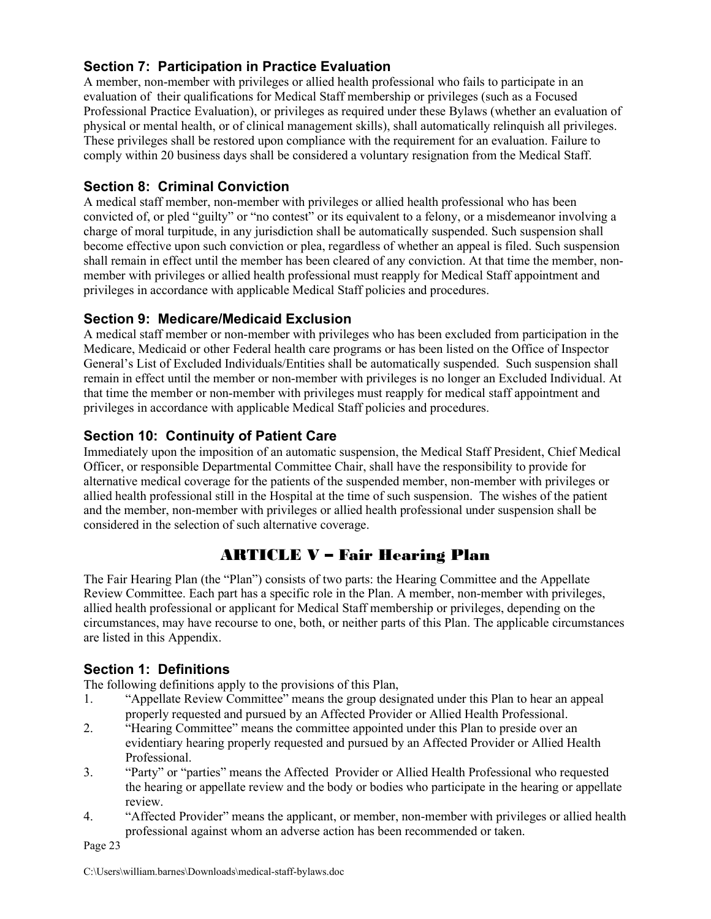### Section 7: Participation in Practice Evaluation

A member, non-member with privileges or allied health professional who fails to participate in an evaluation of their qualifications for Medical Staff membership or privileges (such as a Focused Professional Practice Evaluation), or privileges as required under these Bylaws (whether an evaluation of physical or mental health, or of clinical management skills), shall automatically relinquish all privileges. These privileges shall be restored upon compliance with the requirement for an evaluation. Failure to comply within 20 business days shall be considered a voluntary resignation from the Medical Staff.

### Section 8: Criminal Conviction

A medical staff member, non-member with privileges or allied health professional who has been convicted of, or pled "guilty" or "no contest" or its equivalent to a felony, or a misdemeanor involving a charge of moral turpitude, in any jurisdiction shall be automatically suspended. Such suspension shall become effective upon such conviction or plea, regardless of whether an appeal is filed. Such suspension shall remain in effect until the member has been cleared of any conviction. At that time the member, non-member with privileges or allied health professional must reapply for Medical Staff appointment and privileges in accordance with applicable Medical Staff policies and procedures.

### Section 9: Medicare/Medicaid Exclusion

A medical staff member or non-member with privileges who has been excluded from participation in the Medicare, Medicaid or other Federal health care programs or has been listed on the Office of Inspector General's List of Excluded Individuals/Entities shall be automatically suspended. Such suspension shall remain in effect until the member or non-member with privileges is no longer an Excluded Individual. At that time the member or non-member with privileges must reapply for medical staff appointment and privileges in accordance with applicable Medical Staff policies and procedures.

### Section 10: Continuity of Patient Care

Immediately upon the imposition of an automatic suspension, the Medical Staff President, Chief Medical Officer, or responsible Departmental Committee Chair, shall have the responsibility to provide for alternative medical coverage for the patients of the suspended member, non-member with privileges or allied health professional still in the Hospital at the time of such suspension. The wishes of the patient and the member, non-member with privileges or allied health professional under suspension shall be considered in the selection of such alternative coverage.

## ARTICLE V – Fair Hearing Plan

The Fair Hearing Plan (the "Plan") consists of two parts: the Hearing Committee and the Appellate Review Committee. Each part has a specific role in the Plan. A member, non-member with privileges, allied health professional or applicant for Medical Staff membership or privileges, depending on the circumstances, may have recourse to one, both, or neither parts of this Plan. The applicable circumstances are listed in this Appendix.

### Section 1: Definitions

The following definitions apply to the provisions of this Plan,

1. "Appellate Review Committee" means the group designated under this Plan to hear an appeal properly requested and pursued by an Affected Provider or Allied Health Professional.
2. "Hearing Committee" means the committee appointed under this Plan to preside over an evidentiary hearing properly requested and pursued by an Affected Provider or Allied Health Professional.
3. "Party" or "parties" means the Affected Provider or Allied Health Professional who requested the hearing or appellate review and the body or bodies who participate in the hearing or appellate review.
4. "Affected Provider" means the applicant, or member, non-member with privileges or allied health professional against whom an adverse action has been recommended or taken.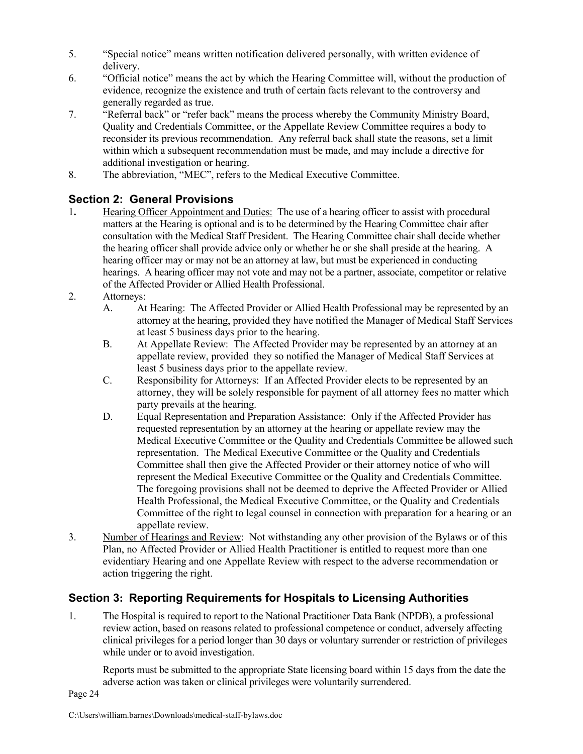5. "Special notice" means written notification delivered personally, with written evidence of delivery.
6. "Official notice" means the act by which the Hearing Committee will, without the production of evidence, recognize the existence and truth of certain facts relevant to the controversy and generally regarded as true.
7. "Referral back" or "refer back" means the process whereby the Community Ministry Board, Quality and Credentials Committee, or the Appellate Review Committee requires a body to reconsider its previous recommendation. Any referral back shall state the reasons, set a limit within which a subsequent recommendation must be made, and may include a directive for additional investigation or hearing.
8. The abbreviation, "MEC", refers to the Medical Executive Committee.

## Section 2: General Provisions

1. Hearing Officer Appointment and Duties: The use of a hearing officer to assist with procedural matters at the Hearing is optional and is to be determined by the Hearing Committee chair after consultation with the Medical Staff President. The Hearing Committee chair shall decide whether the hearing officer shall provide advice only or whether he or she shall preside at the hearing. A hearing officer may or may not be an attorney at law, but must be experienced in conducting hearings. A hearing officer may not vote and may not be a partner, associate, competitor or relative of the Affected Provider or Allied Health Professional.
2. Attorneys:
   - A. At Hearing: The Affected Provider or Allied Health Professional may be represented by an attorney at the hearing, provided they have notified the Manager of Medical Staff Services at least 5 business days prior to the hearing.
   - B. At Appellate Review: The Affected Provider may be represented by an attorney at an appellate review, provided they so notified the Manager of Medical Staff Services at least 5 business days prior to the appellate review.
   - C. Responsibility for Attorneys: If an Affected Provider elects to be represented by an attorney, they will be solely responsible for payment of all attorney fees no matter which party prevails at the hearing.
   - D. Equal Representation and Preparation Assistance: Only if the Affected Provider has requested representation by an attorney at the hearing or appellate review may the Medical Executive Committee or the Quality and Credentials Committee be allowed such representation. The Medical Executive Committee or the Quality and Credentials Committee shall then give the Affected Provider or their attorney notice of who will represent the Medical Executive Committee or the Quality and Credentials Committee. The foregoing provisions shall not be deemed to deprive the Affected Provider or Allied Health Professional, the Medical Executive Committee, or the Quality and Credentials Committee of the right to legal counsel in connection with preparation for a hearing or an appellate review.
3. Number of Hearings and Review: Not withstanding any other provision of the Bylaws or of this Plan, no Affected Provider or Allied Health Practitioner is entitled to request more than one evidentiary Hearing and one Appellate Review with respect to the adverse recommendation or action triggering the right.

## Section 3: Reporting Requirements for Hospitals to Licensing Authorities

1. The Hospital is required to report to the National Practitioner Data Bank (NPDB), a professional review action, based on reasons related to professional competence or conduct, adversely affecting clinical privileges for a period longer than 30 days or voluntary surrender or restriction of privileges while under or to avoid investigation.

   Reports must be submitted to the appropriate State licensing board within 15 days from the date the adverse action was taken or clinical privileges were voluntarily surrendered.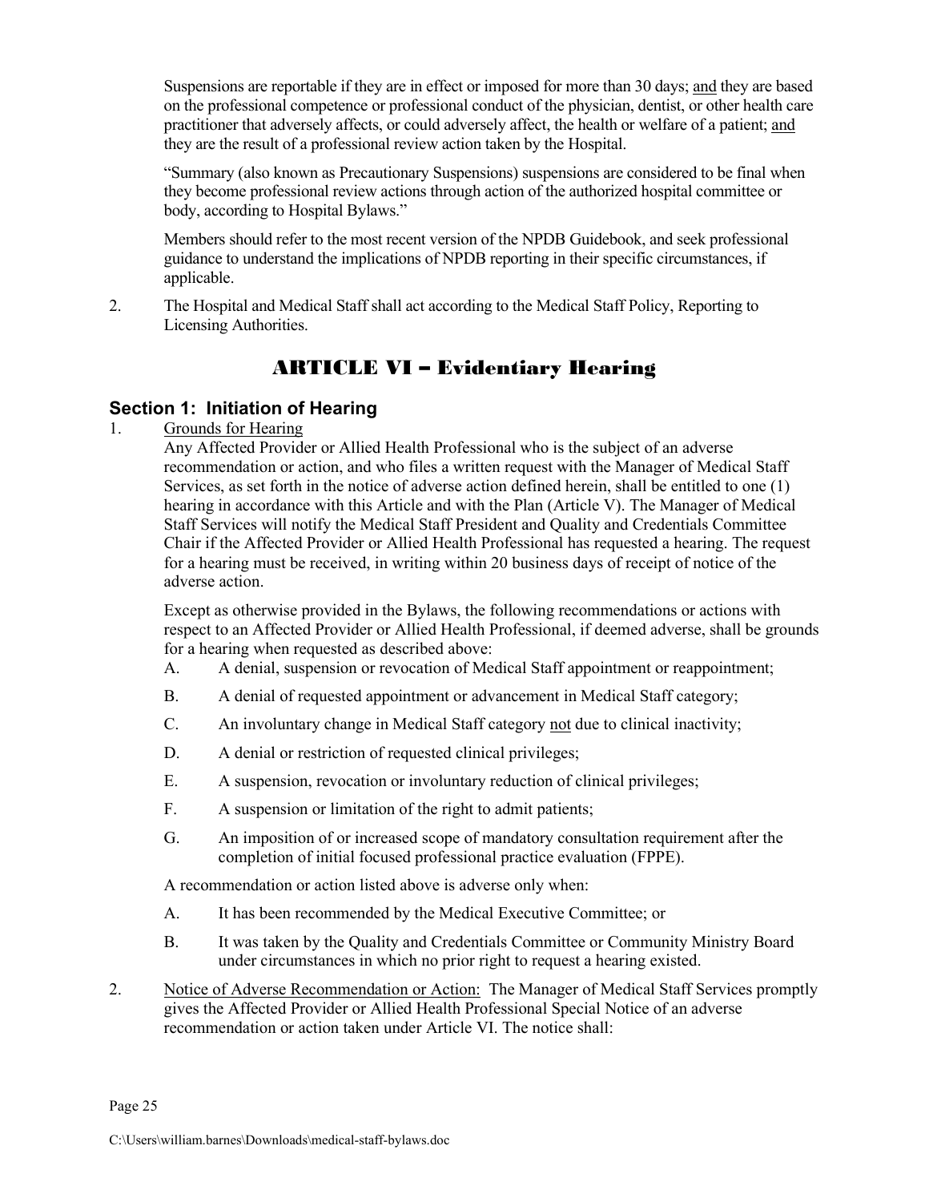Suspensions are reportable if they are in effect or imposed for more than 30 days; and they are based on the professional competence or professional conduct of the physician, dentist, or other health care practitioner that adversely affects, or could adversely affect, the health or welfare of a patient; and they are the result of a professional review action taken by the Hospital.

"Summary (also known as Precautionary Suspensions) suspensions are considered to be final when they become professional review actions through action of the authorized hospital committee or body, according to Hospital Bylaws."

Members should refer to the most recent version of the NPDB Guidebook, and seek professional guidance to understand the implications of NPDB reporting in their specific circumstances, if applicable.

2. The Hospital and Medical Staff shall act according to the Medical Staff Policy, Reporting to Licensing Authorities.

# ARTICLE VI – Evidentiary Hearing

## Section 1: Initiation of Hearing

1. Grounds for Hearing

   Any Affected Provider or Allied Health Professional who is the subject of an adverse recommendation or action, and who files a written request with the Manager of Medical Staff Services, as set forth in the notice of adverse action defined herein, shall be entitled to one (1) hearing in accordance with this Article and with the Plan (Article V). The Manager of Medical Staff Services will notify the Medical Staff President and Quality and Credentials Committee Chair if the Affected Provider or Allied Health Professional has requested a hearing. The request for a hearing must be received, in writing within 20 business days of receipt of notice of the adverse action.

   Except as otherwise provided in the Bylaws, the following recommendations or actions with respect to an Affected Provider or Allied Health Professional, if deemed adverse, shall be grounds for a hearing when requested as described above:

   A. A denial, suspension or revocation of Medical Staff appointment or reappointment;

   B. A denial of requested appointment or advancement in Medical Staff category;

   C. An involuntary change in Medical Staff category not due to clinical inactivity;

   D. A denial or restriction of requested clinical privileges;

   E. A suspension, revocation or involuntary reduction of clinical privileges;

   F. A suspension or limitation of the right to admit patients;

   G. An imposition of or increased scope of mandatory consultation requirement after the completion of initial focused professional practice evaluation (FPPE).

   A recommendation or action listed above is adverse only when:

   A. It has been recommended by the Medical Executive Committee; or

   B. It was taken by the Quality and Credentials Committee or Community Ministry Board under circumstances in which no prior right to request a hearing existed.

2. Notice of Adverse Recommendation or Action: The Manager of Medical Staff Services promptly gives the Affected Provider or Allied Health Professional Special Notice of an adverse recommendation or action taken under Article VI. The notice shall: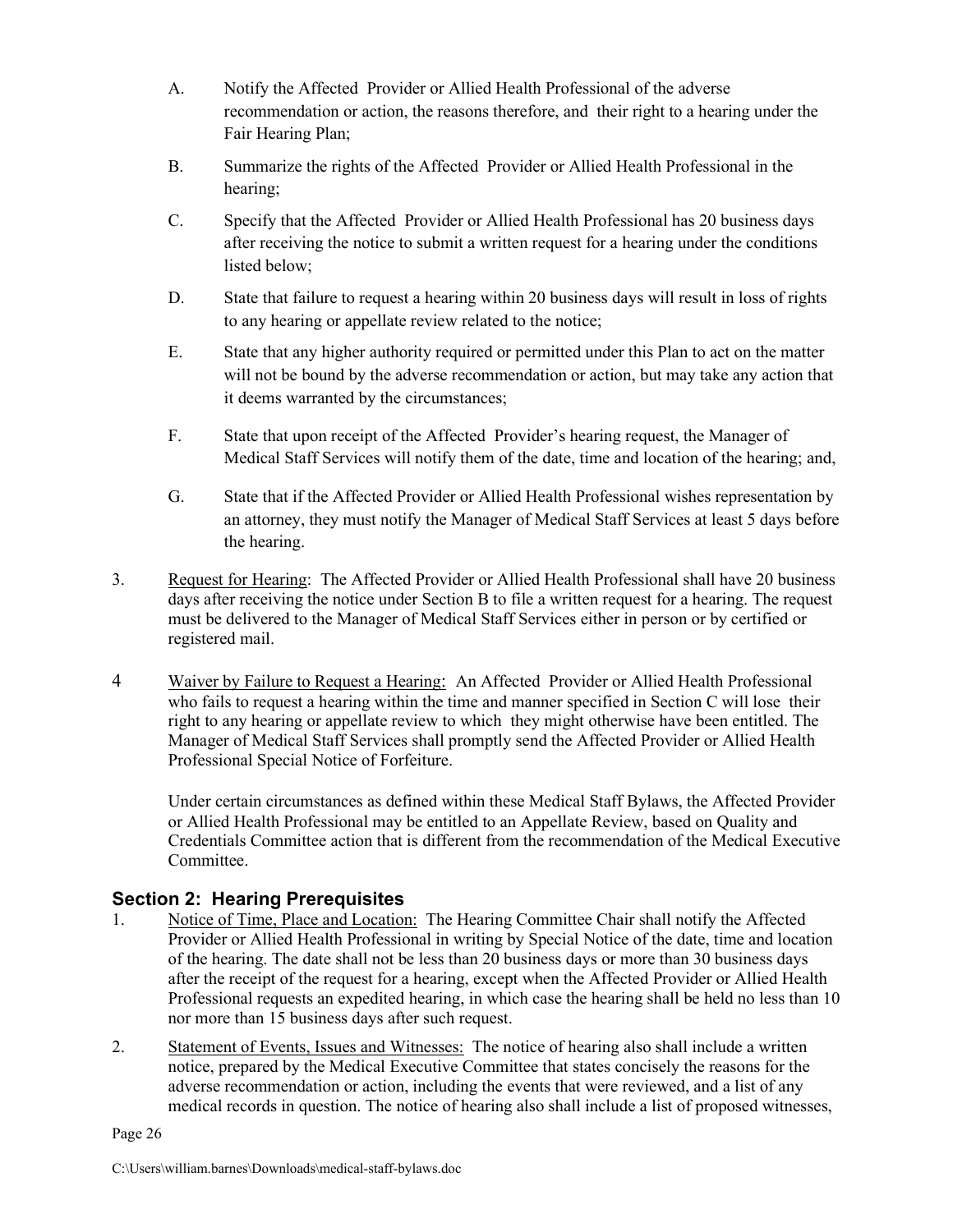A. Notify the Affected Provider or Allied Health Professional of the adverse recommendation or action, the reasons therefore, and their right to a hearing under the Fair Hearing Plan;

B. Summarize the rights of the Affected Provider or Allied Health Professional in the hearing;

C. Specify that the Affected Provider or Allied Health Professional has 20 business days after receiving the notice to submit a written request for a hearing under the conditions listed below;

D. State that failure to request a hearing within 20 business days will result in loss of rights to any hearing or appellate review related to the notice;

E. State that any higher authority required or permitted under this Plan to act on the matter will not be bound by the adverse recommendation or action, but may take any action that it deems warranted by the circumstances;

F. State that upon receipt of the Affected Provider's hearing request, the Manager of Medical Staff Services will notify them of the date, time and location of the hearing; and,

G. State that if the Affected Provider or Allied Health Professional wishes representation by an attorney, they must notify the Manager of Medical Staff Services at least 5 days before the hearing.

3. Request for Hearing: The Affected Provider or Allied Health Professional shall have 20 business days after receiving the notice under Section B to file a written request for a hearing. The request must be delivered to the Manager of Medical Staff Services either in person or by certified or registered mail.

4 Waiver by Failure to Request a Hearing: An Affected Provider or Allied Health Professional who fails to request a hearing within the time and manner specified in Section C will lose their right to any hearing or appellate review to which they might otherwise have been entitled. The Manager of Medical Staff Services shall promptly send the Affected Provider or Allied Health Professional Special Notice of Forfeiture.

   Under certain circumstances as defined within these Medical Staff Bylaws, the Affected Provider or Allied Health Professional may be entitled to an Appellate Review, based on Quality and Credentials Committee action that is different from the recommendation of the Medical Executive Committee.

## Section 2: Hearing Prerequisites

1. Notice of Time, Place and Location: The Hearing Committee Chair shall notify the Affected Provider or Allied Health Professional in writing by Special Notice of the date, time and location of the hearing. The date shall not be less than 20 business days or more than 30 business days after the receipt of the request for a hearing, except when the Affected Provider or Allied Health Professional requests an expedited hearing, in which case the hearing shall be held no less than 10 nor more than 15 business days after such request.

2. Statement of Events, Issues and Witnesses: The notice of hearing also shall include a written notice, prepared by the Medical Executive Committee that states concisely the reasons for the adverse recommendation or action, including the events that were reviewed, and a list of any medical records in question. The notice of hearing also shall include a list of proposed witnesses,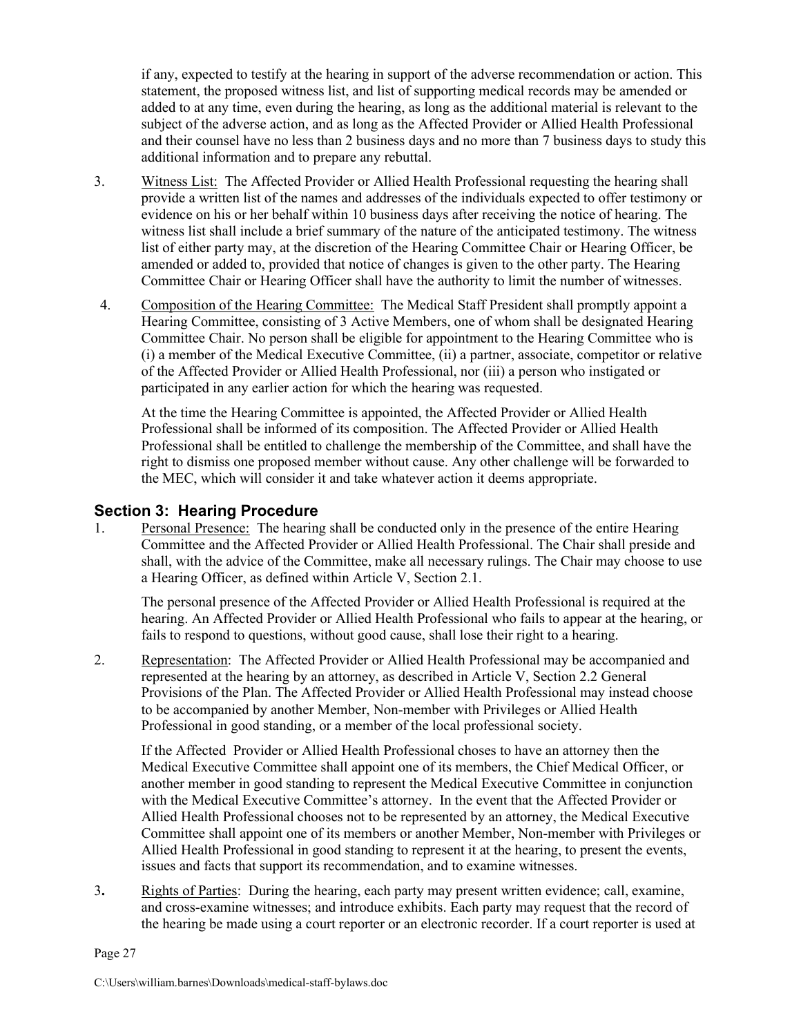if any, expected to testify at the hearing in support of the adverse recommendation or action. This statement, the proposed witness list, and list of supporting medical records may be amended or added to at any time, even during the hearing, as long as the additional material is relevant to the subject of the adverse action, and as long as the Affected Provider or Allied Health Professional and their counsel have no less than 2 business days and no more than 7 business days to study this additional information and to prepare any rebuttal.

3. Witness List: The Affected Provider or Allied Health Professional requesting the hearing shall provide a written list of the names and addresses of the individuals expected to offer testimony or evidence on his or her behalf within 10 business days after receiving the notice of hearing. The witness list shall include a brief summary of the nature of the anticipated testimony. The witness list of either party may, at the discretion of the Hearing Committee Chair or Hearing Officer, be amended or added to, provided that notice of changes is given to the other party. The Hearing Committee Chair or Hearing Officer shall have the authority to limit the number of witnesses.

4. Composition of the Hearing Committee: The Medical Staff President shall promptly appoint a Hearing Committee, consisting of 3 Active Members, one of whom shall be designated Hearing Committee Chair. No person shall be eligible for appointment to the Hearing Committee who is (i) a member of the Medical Executive Committee, (ii) a partner, associate, competitor or relative of the Affected Provider or Allied Health Professional, nor (iii) a person who instigated or participated in any earlier action for which the hearing was requested.

   At the time the Hearing Committee is appointed, the Affected Provider or Allied Health Professional shall be informed of its composition. The Affected Provider or Allied Health Professional shall be entitled to challenge the membership of the Committee, and shall have the right to dismiss one proposed member without cause. Any other challenge will be forwarded to the MEC, which will consider it and take whatever action it deems appropriate.

## Section 3: Hearing Procedure

1. Personal Presence: The hearing shall be conducted only in the presence of the entire Hearing Committee and the Affected Provider or Allied Health Professional. The Chair shall preside and shall, with the advice of the Committee, make all necessary rulings. The Chair may choose to use a Hearing Officer, as defined within Article V, Section 2.1.

   The personal presence of the Affected Provider or Allied Health Professional is required at the hearing. An Affected Provider or Allied Health Professional who fails to appear at the hearing, or fails to respond to questions, without good cause, shall lose their right to a hearing.

2. Representation: The Affected Provider or Allied Health Professional may be accompanied and represented at the hearing by an attorney, as described in Article V, Section 2.2 General Provisions of the Plan. The Affected Provider or Allied Health Professional may instead choose to be accompanied by another Member, Non-member with Privileges or Allied Health Professional in good standing, or a member of the local professional society.

   If the Affected Provider or Allied Health Professional choses to have an attorney then the Medical Executive Committee shall appoint one of its members, the Chief Medical Officer, or another member in good standing to represent the Medical Executive Committee in conjunction with the Medical Executive Committee's attorney. In the event that the Affected Provider or Allied Health Professional chooses not to be represented by an attorney, the Medical Executive Committee shall appoint one of its members or another Member, Non-member with Privileges or Allied Health Professional in good standing to represent it at the hearing, to present the events, issues and facts that support its recommendation, and to examine witnesses.

3. Rights of Parties: During the hearing, each party may present written evidence; call, examine, and cross-examine witnesses; and introduce exhibits. Each party may request that the record of the hearing be made using a court reporter or an electronic recorder. If a court reporter is used at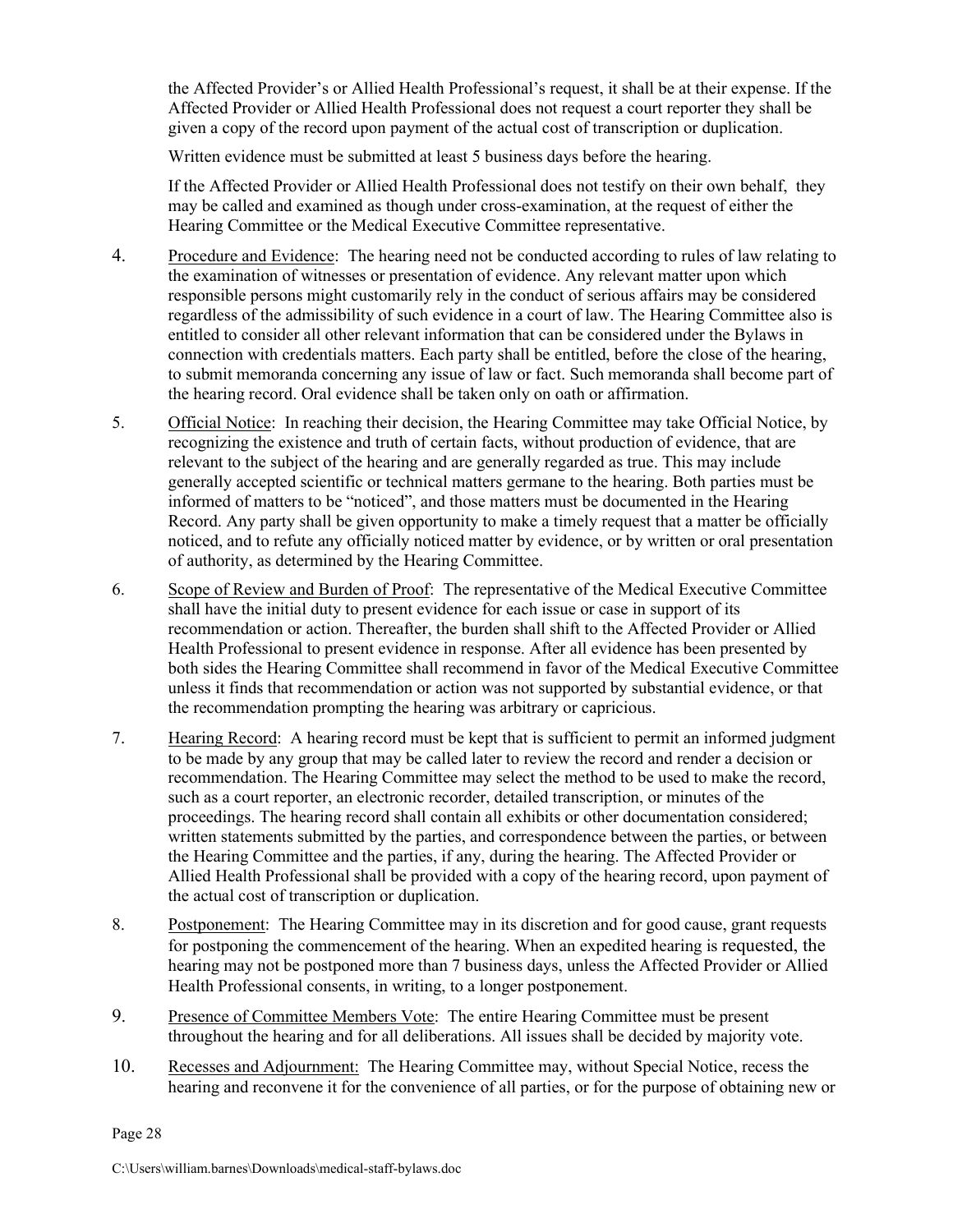the Affected Provider's or Allied Health Professional's request, it shall be at their expense. If the Affected Provider or Allied Health Professional does not request a court reporter they shall be given a copy of the record upon payment of the actual cost of transcription or duplication.

Written evidence must be submitted at least 5 business days before the hearing.

If the Affected Provider or Allied Health Professional does not testify on their own behalf, they may be called and examined as though under cross-examination, at the request of either the Hearing Committee or the Medical Executive Committee representative.

4. Procedure and Evidence: The hearing need not be conducted according to rules of law relating to the examination of witnesses or presentation of evidence. Any relevant matter upon which responsible persons might customarily rely in the conduct of serious affairs may be considered regardless of the admissibility of such evidence in a court of law. The Hearing Committee also is entitled to consider all other relevant information that can be considered under the Bylaws in connection with credentials matters. Each party shall be entitled, before the close of the hearing, to submit memoranda concerning any issue of law or fact. Such memoranda shall become part of the hearing record. Oral evidence shall be taken only on oath or affirmation.

5. Official Notice: In reaching their decision, the Hearing Committee may take Official Notice, by recognizing the existence and truth of certain facts, without production of evidence, that are relevant to the subject of the hearing and are generally regarded as true. This may include generally accepted scientific or technical matters germane to the hearing. Both parties must be informed of matters to be "noticed", and those matters must be documented in the Hearing Record. Any party shall be given opportunity to make a timely request that a matter be officially noticed, and to refute any officially noticed matter by evidence, or by written or oral presentation of authority, as determined by the Hearing Committee.

6. Scope of Review and Burden of Proof: The representative of the Medical Executive Committee shall have the initial duty to present evidence for each issue or case in support of its recommendation or action. Thereafter, the burden shall shift to the Affected Provider or Allied Health Professional to present evidence in response. After all evidence has been presented by both sides the Hearing Committee shall recommend in favor of the Medical Executive Committee unless it finds that recommendation or action was not supported by substantial evidence, or that the recommendation prompting the hearing was arbitrary or capricious.

7. Hearing Record: A hearing record must be kept that is sufficient to permit an informed judgment to be made by any group that may be called later to review the record and render a decision or recommendation. The Hearing Committee may select the method to be used to make the record, such as a court reporter, an electronic recorder, detailed transcription, or minutes of the proceedings. The hearing record shall contain all exhibits or other documentation considered; written statements submitted by the parties, and correspondence between the parties, or between the Hearing Committee and the parties, if any, during the hearing. The Affected Provider or Allied Health Professional shall be provided with a copy of the hearing record, upon payment of the actual cost of transcription or duplication.

8. Postponement: The Hearing Committee may in its discretion and for good cause, grant requests for postponing the commencement of the hearing. When an expedited hearing is requested, the hearing may not be postponed more than 7 business days, unless the Affected Provider or Allied Health Professional consents, in writing, to a longer postponement.

9. Presence of Committee Members Vote: The entire Hearing Committee must be present throughout the hearing and for all deliberations. All issues shall be decided by majority vote.

10. Recesses and Adjournment: The Hearing Committee may, without Special Notice, recess the hearing and reconvene it for the convenience of all parties, or for the purpose of obtaining new or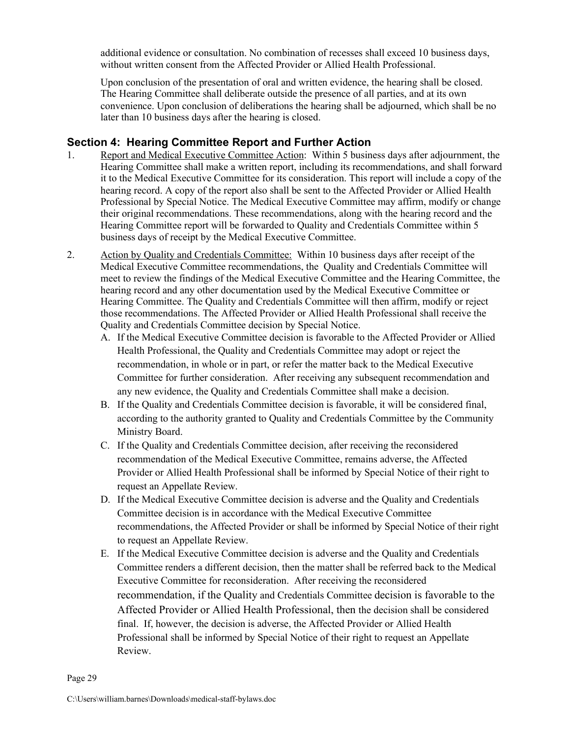additional evidence or consultation. No combination of recesses shall exceed 10 business days, without written consent from the Affected Provider or Allied Health Professional.

Upon conclusion of the presentation of oral and written evidence, the hearing shall be closed. The Hearing Committee shall deliberate outside the presence of all parties, and at its own convenience. Upon conclusion of deliberations the hearing shall be adjourned, which shall be no later than 10 business days after the hearing is closed.

## Section 4: Hearing Committee Report and Further Action

1. Report and Medical Executive Committee Action: Within 5 business days after adjournment, the Hearing Committee shall make a written report, including its recommendations, and shall forward it to the Medical Executive Committee for its consideration. This report will include a copy of the hearing record. A copy of the report also shall be sent to the Affected Provider or Allied Health Professional by Special Notice. The Medical Executive Committee may affirm, modify or change their original recommendations. These recommendations, along with the hearing record and the Hearing Committee report will be forwarded to Quality and Credentials Committee within 5 business days of receipt by the Medical Executive Committee.

2. Action by Quality and Credentials Committee: Within 10 business days after receipt of the Medical Executive Committee recommendations, the Quality and Credentials Committee will meet to review the findings of the Medical Executive Committee and the Hearing Committee, the hearing record and any other documentation used by the Medical Executive Committee or Hearing Committee. The Quality and Credentials Committee will then affirm, modify or reject those recommendations. The Affected Provider or Allied Health Professional shall receive the Quality and Credentials Committee decision by Special Notice.

   A. If the Medical Executive Committee decision is favorable to the Affected Provider or Allied Health Professional, the Quality and Credentials Committee may adopt or reject the recommendation, in whole or in part, or refer the matter back to the Medical Executive Committee for further consideration. After receiving any subsequent recommendation and any new evidence, the Quality and Credentials Committee shall make a decision.

   B. If the Quality and Credentials Committee decision is favorable, it will be considered final, according to the authority granted to Quality and Credentials Committee by the Community Ministry Board.

   C. If the Quality and Credentials Committee decision, after receiving the reconsidered recommendation of the Medical Executive Committee, remains adverse, the Affected Provider or Allied Health Professional shall be informed by Special Notice of their right to request an Appellate Review.

   D. If the Medical Executive Committee decision is adverse and the Quality and Credentials Committee decision is in accordance with the Medical Executive Committee recommendations, the Affected Provider or shall be informed by Special Notice of their right to request an Appellate Review.

   E. If the Medical Executive Committee decision is adverse and the Quality and Credentials Committee renders a different decision, then the matter shall be referred back to the Medical Executive Committee for reconsideration. After receiving the reconsidered recommendation, if the Quality and Credentials Committee decision is favorable to the Affected Provider or Allied Health Professional, then the decision shall be considered final. If, however, the decision is adverse, the Affected Provider or Allied Health Professional shall be informed by Special Notice of their right to request an Appellate Review.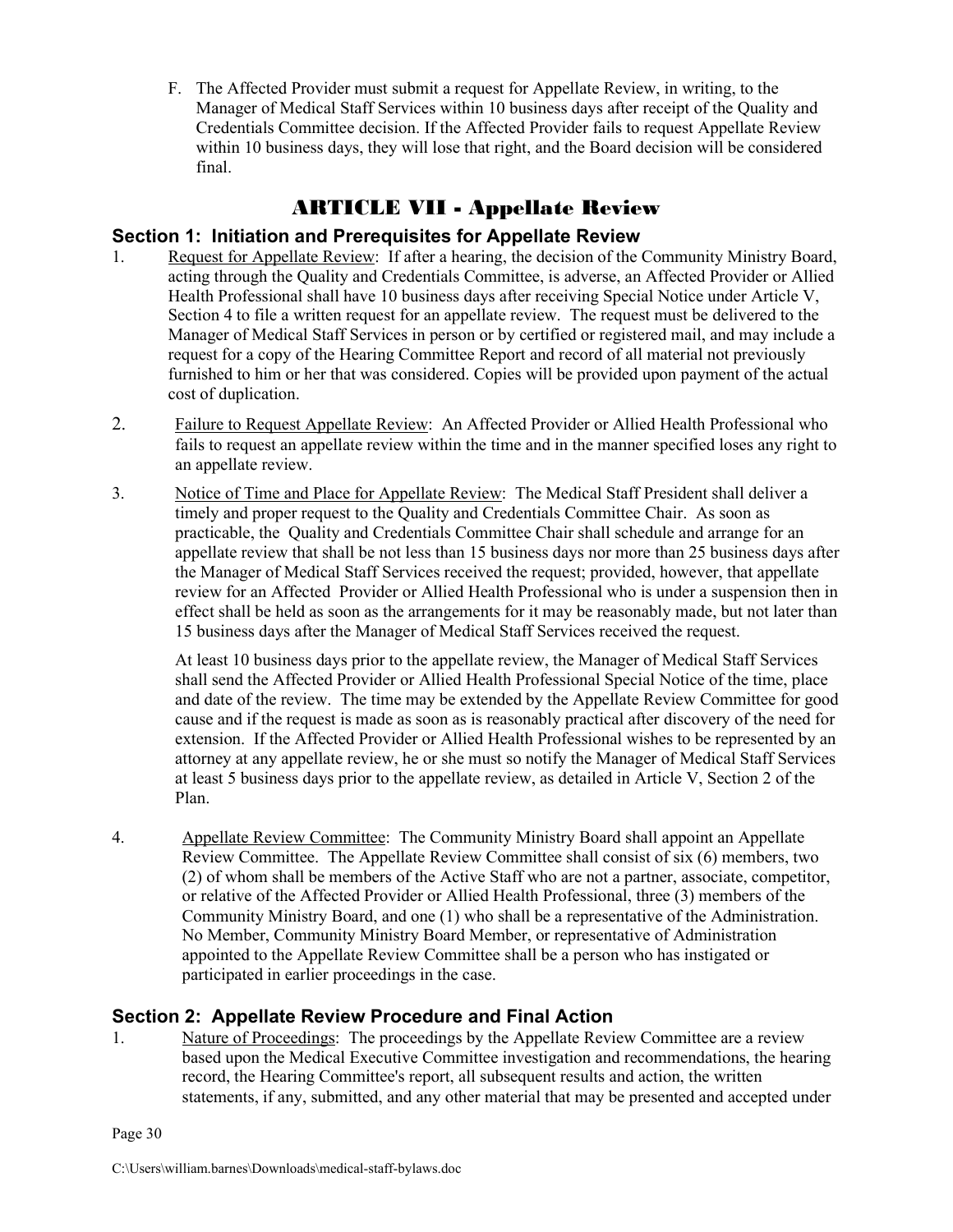F. The Affected Provider must submit a request for Appellate Review, in writing, to the Manager of Medical Staff Services within 10 business days after receipt of the Quality and Credentials Committee decision. If the Affected Provider fails to request Appellate Review within 10 business days, they will lose that right, and the Board decision will be considered final.

# ARTICLE VII - Appellate Review

## Section 1: Initiation and Prerequisites for Appellate Review

1. Request for Appellate Review: If after a hearing, the decision of the Community Ministry Board, acting through the Quality and Credentials Committee, is adverse, an Affected Provider or Allied Health Professional shall have 10 business days after receiving Special Notice under Article V, Section 4 to file a written request for an appellate review. The request must be delivered to the Manager of Medical Staff Services in person or by certified or registered mail, and may include a request for a copy of the Hearing Committee Report and record of all material not previously furnished to him or her that was considered. Copies will be provided upon payment of the actual cost of duplication.

2. Failure to Request Appellate Review: An Affected Provider or Allied Health Professional who fails to request an appellate review within the time and in the manner specified loses any right to an appellate review.

3. Notice of Time and Place for Appellate Review: The Medical Staff President shall deliver a timely and proper request to the Quality and Credentials Committee Chair. As soon as practicable, the Quality and Credentials Committee Chair shall schedule and arrange for an appellate review that shall be not less than 15 business days nor more than 25 business days after the Manager of Medical Staff Services received the request; provided, however, that appellate review for an Affected Provider or Allied Health Professional who is under a suspension then in effect shall be held as soon as the arrangements for it may be reasonably made, but not later than 15 business days after the Manager of Medical Staff Services received the request.

   At least 10 business days prior to the appellate review, the Manager of Medical Staff Services shall send the Affected Provider or Allied Health Professional Special Notice of the time, place and date of the review. The time may be extended by the Appellate Review Committee for good cause and if the request is made as soon as is reasonably practical after discovery of the need for extension. If the Affected Provider or Allied Health Professional wishes to be represented by an attorney at any appellate review, he or she must so notify the Manager of Medical Staff Services at least 5 business days prior to the appellate review, as detailed in Article V, Section 2 of the Plan.

4. Appellate Review Committee: The Community Ministry Board shall appoint an Appellate Review Committee. The Appellate Review Committee shall consist of six (6) members, two (2) of whom shall be members of the Active Staff who are not a partner, associate, competitor, or relative of the Affected Provider or Allied Health Professional, three (3) members of the Community Ministry Board, and one (1) who shall be a representative of the Administration. No Member, Community Ministry Board Member, or representative of Administration appointed to the Appellate Review Committee shall be a person who has instigated or participated in earlier proceedings in the case.

## Section 2: Appellate Review Procedure and Final Action

1. Nature of Proceedings: The proceedings by the Appellate Review Committee are a review based upon the Medical Executive Committee investigation and recommendations, the hearing record, the Hearing Committee's report, all subsequent results and action, the written statements, if any, submitted, and any other material that may be presented and accepted under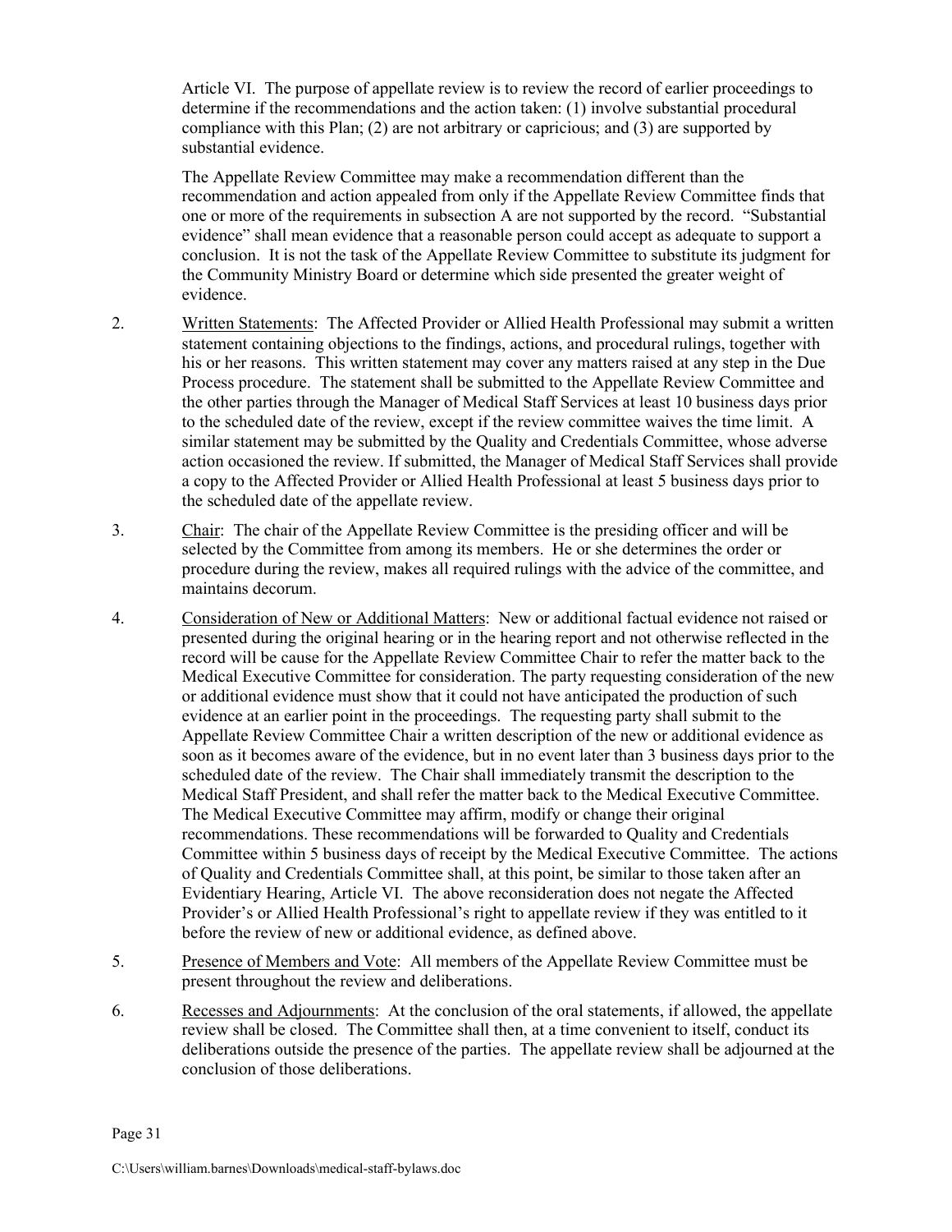Article VI. The purpose of appellate review is to review the record of earlier proceedings to determine if the recommendations and the action taken: (1) involve substantial procedural compliance with this Plan; (2) are not arbitrary or capricious; and (3) are supported by substantial evidence.

The Appellate Review Committee may make a recommendation different than the recommendation and action appealed from only if the Appellate Review Committee finds that one or more of the requirements in subsection A are not supported by the record. "Substantial evidence" shall mean evidence that a reasonable person could accept as adequate to support a conclusion. It is not the task of the Appellate Review Committee to substitute its judgment for the Community Ministry Board or determine which side presented the greater weight of evidence.

2. Written Statements: The Affected Provider or Allied Health Professional may submit a written statement containing objections to the findings, actions, and procedural rulings, together with his or her reasons. This written statement may cover any matters raised at any step in the Due Process procedure. The statement shall be submitted to the Appellate Review Committee and the other parties through the Manager of Medical Staff Services at least 10 business days prior to the scheduled date of the review, except if the review committee waives the time limit. A similar statement may be submitted by the Quality and Credentials Committee, whose adverse action occasioned the review. If submitted, the Manager of Medical Staff Services shall provide a copy to the Affected Provider or Allied Health Professional at least 5 business days prior to the scheduled date of the appellate review.

3. Chair: The chair of the Appellate Review Committee is the presiding officer and will be selected by the Committee from among its members. He or she determines the order or procedure during the review, makes all required rulings with the advice of the committee, and maintains decorum.

4. Consideration of New or Additional Matters: New or additional factual evidence not raised or presented during the original hearing or in the hearing report and not otherwise reflected in the record will be cause for the Appellate Review Committee Chair to refer the matter back to the Medical Executive Committee for consideration. The party requesting consideration of the new or additional evidence must show that it could not have anticipated the production of such evidence at an earlier point in the proceedings. The requesting party shall submit to the Appellate Review Committee Chair a written description of the new or additional evidence as soon as it becomes aware of the evidence, but in no event later than 3 business days prior to the scheduled date of the review. The Chair shall immediately transmit the description to the Medical Staff President, and shall refer the matter back to the Medical Executive Committee. The Medical Executive Committee may affirm, modify or change their original recommendations. These recommendations will be forwarded to Quality and Credentials Committee within 5 business days of receipt by the Medical Executive Committee. The actions of Quality and Credentials Committee shall, at this point, be similar to those taken after an Evidentiary Hearing, Article VI. The above reconsideration does not negate the Affected Provider's or Allied Health Professional's right to appellate review if they was entitled to it before the review of new or additional evidence, as defined above.

5. Presence of Members and Vote: All members of the Appellate Review Committee must be present throughout the review and deliberations.

6. Recesses and Adjournments: At the conclusion of the oral statements, if allowed, the appellate review shall be closed. The Committee shall then, at a time convenient to itself, conduct its deliberations outside the presence of the parties. The appellate review shall be adjourned at the conclusion of those deliberations.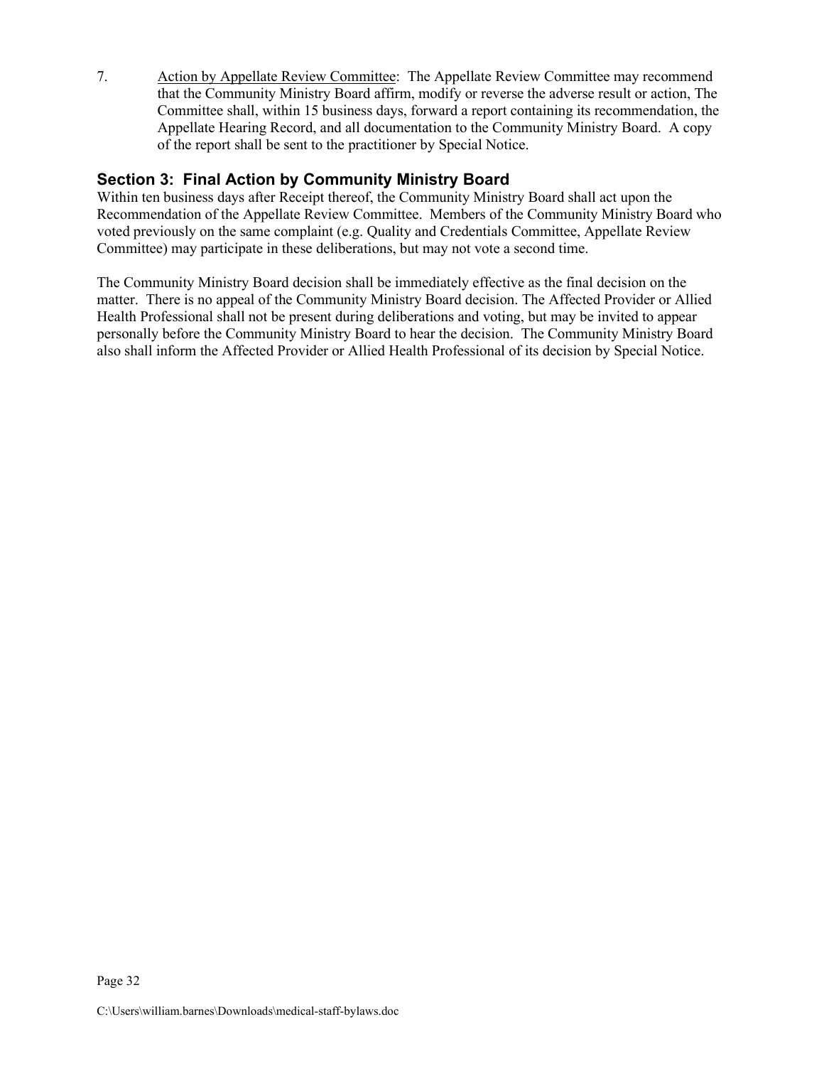7. Action by Appellate Review Committee: The Appellate Review Committee may recommend that the Community Ministry Board affirm, modify or reverse the adverse result or action, The Committee shall, within 15 business days, forward a report containing its recommendation, the Appellate Hearing Record, and all documentation to the Community Ministry Board. A copy of the report shall be sent to the practitioner by Special Notice.

## Section 3: Final Action by Community Ministry Board

Within ten business days after Receipt thereof, the Community Ministry Board shall act upon the Recommendation of the Appellate Review Committee. Members of the Community Ministry Board who voted previously on the same complaint (e.g. Quality and Credentials Committee, Appellate Review Committee) may participate in these deliberations, but may not vote a second time.

The Community Ministry Board decision shall be immediately effective as the final decision on the matter. There is no appeal of the Community Ministry Board decision. The Affected Provider or Allied Health Professional shall not be present during deliberations and voting, but may be invited to appear personally before the Community Ministry Board to hear the decision. The Community Ministry Board also shall inform the Affected Provider or Allied Health Professional of its decision by Special Notice.